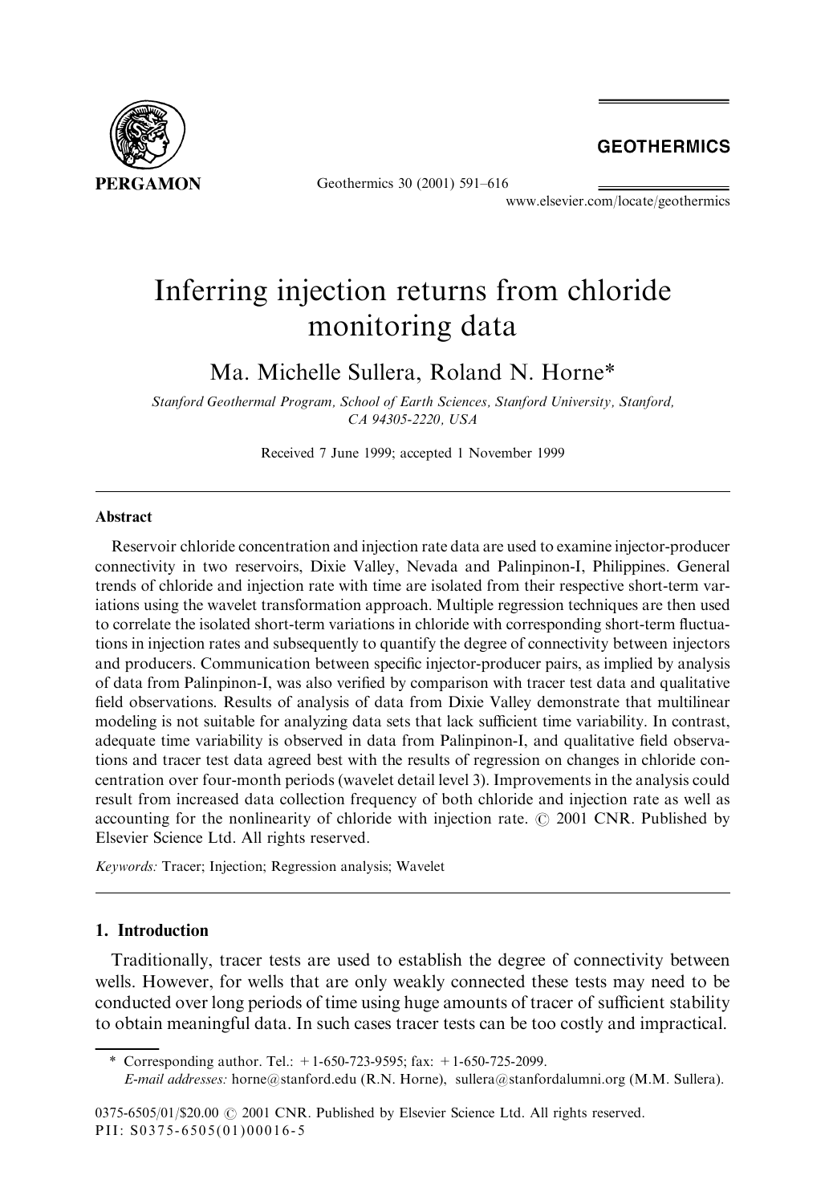# Inferring injection returns from chloride monitoring data

Ma. Michelle Sullera, Roland N. Horne*

*Stanford Geothermal Program, School of Earth Sciences, Stanford University, Stanford, CA 94305-2220, USA*

Received 7 June 1999; accepted 1 November 1999

## Abstract

Reservoir chloride concentration and injection rate data are used to examine injector-producer connectivity in two reservoirs, Dixie Valley, Nevada and Palinpinon-I, Philippines. General trends of chloride and injection rate with time are isolated from their respective short-term variations using the wavelet transformation approach. Multiple regression techniques are then used to correlate the isolated short-term variations in chloride with corresponding short-term fluctuations in injection rates and subsequently to quantify the degree of connectivity between injectors and producers. Communication between specific injector-producer pairs, as implied by analysis of data from Palinpinon-I, was also verified by comparison with tracer test data and qualitative field observations. Results of analysis of data from Dixie Valley demonstrate that multilinear modeling is not suitable for analyzing data sets that lack sufficient time variability. In contrast, adequate time variability is observed in data from Palinpinon-I, and qualitative field observations and tracer test data agreed best with the results of regression on changes in chloride concentration over four-month periods (wavelet detail level 3). Improvements in the analysis could result from increased data collection frequency of both chloride and injection rate as well as accounting for the nonlinearity of chloride with injection rate. © 2001 CNR. Published by Elsevier Science Ltd. All rights reserved.

*Keywords:* Tracer; Injection; Regression analysis; Wavelet

## 1. Introduction

Traditionally, tracer tests are used to establish the degree of connectivity between wells. However, for wells that are only weakly connected these tests may need to be conducted over long periods of time using huge amounts of tracer of sufficient stability to obtain meaningful data. In such cases tracer tests can be too costly and impractical.

\* Corresponding author. Tel.: +1-650-723-9595; fax: +1-650-725-2099.
*E-mail addresses:* horne@stanford.edu (R.N. Horne), sullera@stanfordalumni.org (M.M. Sullera).

0375-6505/01/$20.00 © 2001 CNR. Published by Elsevier Science Ltd. All rights reserved.
PII: S0375-6505(01)00016-5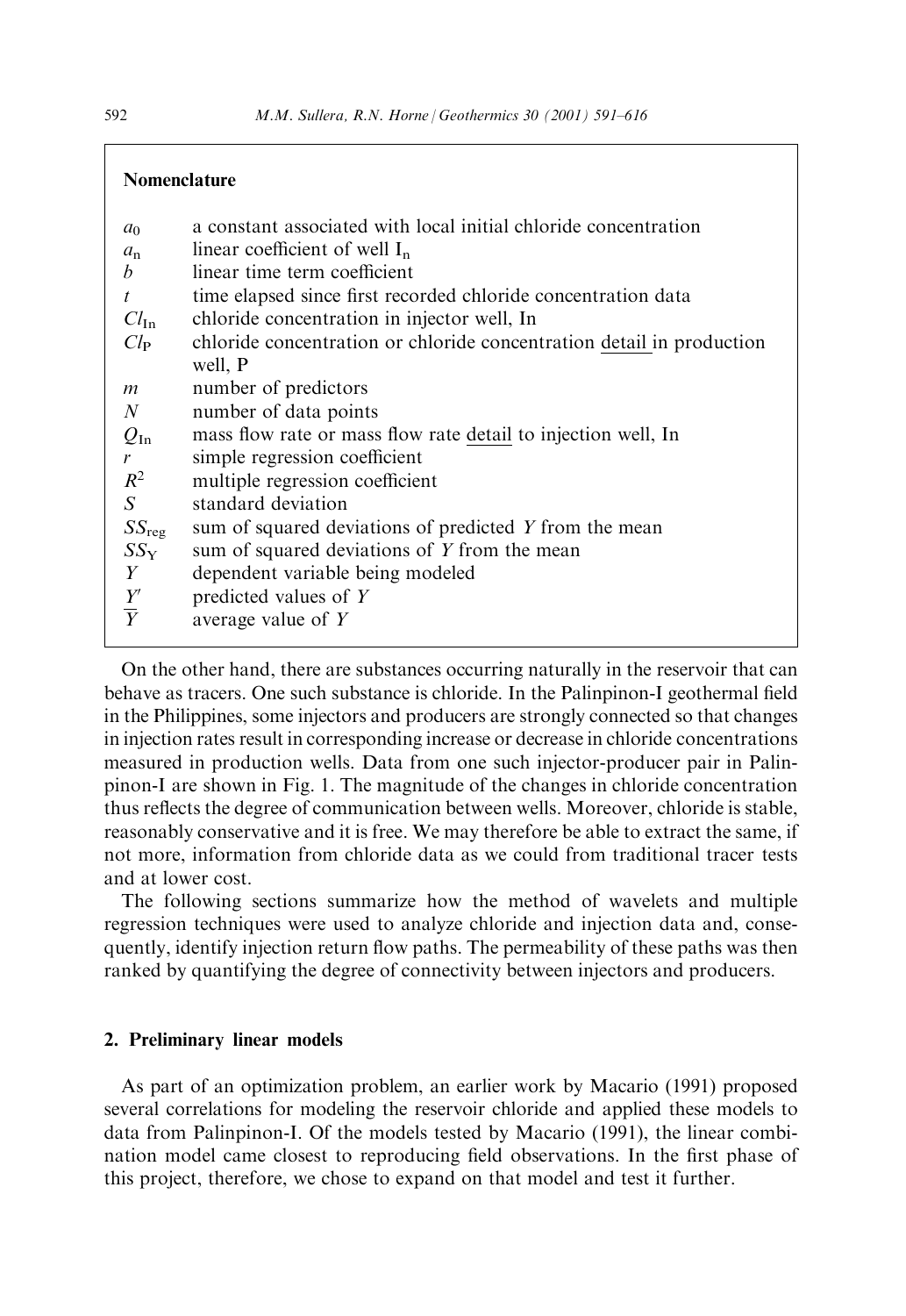**Nomenclature**

| | |
|---|---|
| $a_0$ | a constant associated with local initial chloride concentration |
| $a_n$ | linear coefficient of well $I_n$ |
| $b$ | linear time term coefficient |
| $t$ | time elapsed since first recorded chloride concentration data |
| $Cl_{In}$ | chloride concentration in injector well, In |
| $Cl_P$ | chloride concentration or chloride concentration detail in production well, P |
| $m$ | number of predictors |
| $N$ | number of data points |
| $Q_{In}$ | mass flow rate or mass flow rate detail to injection well, In |
| $r$ | simple regression coefficient |
| $R^2$ | multiple regression coefficient |
| $S$ | standard deviation |
| $SS_{reg}$ | sum of squared deviations of predicted $Y$ from the mean |
| $SS_Y$ | sum of squared deviations of $Y$ from the mean |
| $Y$ | dependent variable being modeled |
| $Y'$ | predicted values of $Y$ |
| $\overline{Y}$ | average value of $Y$ |

On the other hand, there are substances occurring naturally in the reservoir that can behave as tracers. One such substance is chloride. In the Palinpinon-I geothermal field in the Philippines, some injectors and producers are strongly connected so that changes in injection rates result in corresponding increase or decrease in chloride concentrations measured in production wells. Data from one such injector-producer pair in Palinpinon-I are shown in Fig. 1. The magnitude of the changes in chloride concentration thus reflects the degree of communication between wells. Moreover, chloride is stable, reasonably conservative and it is free. We may therefore be able to extract the same, if not more, information from chloride data as we could from traditional tracer tests and at lower cost.

The following sections summarize how the method of wavelets and multiple regression techniques were used to analyze chloride and injection data and, consequently, identify injection return flow paths. The permeability of these paths was then ranked by quantifying the degree of connectivity between injectors and producers.

## 2. Preliminary linear models

As part of an optimization problem, an earlier work by Macario (1991) proposed several correlations for modeling the reservoir chloride and applied these models to data from Palinpinon-I. Of the models tested by Macario (1991), the linear combination model came closest to reproducing field observations. In the first phase of this project, therefore, we chose to expand on that model and test it further.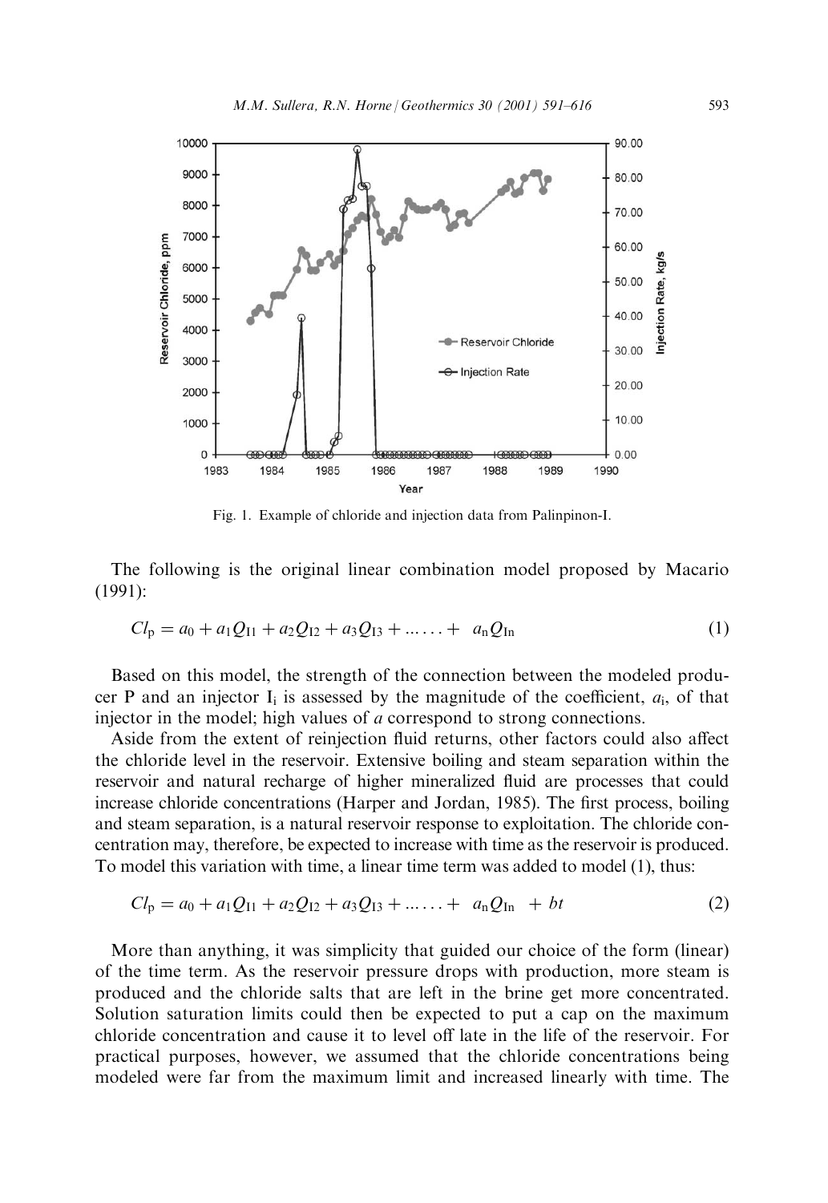Fig. 1. Example of chloride and injection data from Palinpinon-I.

The following is the original linear combination model proposed by Macario (1991):

$$Cl_p = a_0 + a_1Q_{I1} + a_2Q_{I2} + a_3Q_{I3} + \ldots\ldots + a_nQ_{In} \tag{1}$$

Based on this model, the strength of the connection between the modeled producer P and an injector $I_i$ is assessed by the magnitude of the coefficient, $a_i$, of that injector in the model; high values of $a$ correspond to strong connections.

Aside from the extent of reinjection fluid returns, other factors could also affect the chloride level in the reservoir. Extensive boiling and steam separation within the reservoir and natural recharge of higher mineralized fluid are processes that could increase chloride concentrations (Harper and Jordan, 1985). The first process, boiling and steam separation, is a natural reservoir response to exploitation. The chloride concentration may, therefore, be expected to increase with time as the reservoir is produced. To model this variation with time, a linear time term was added to model (1), thus:

$$Cl_p = a_0 + a_1Q_{I1} + a_2Q_{I2} + a_3Q_{I3} + \ldots\ldots + a_nQ_{In} + bt \tag{2}$$

More than anything, it was simplicity that guided our choice of the form (linear) of the time term. As the reservoir pressure drops with production, more steam is produced and the chloride salts that are left in the brine get more concentrated. Solution saturation limits could then be expected to put a cap on the maximum chloride concentration and cause it to level off late in the life of the reservoir. For practical purposes, however, we assumed that the chloride concentrations being modeled were far from the maximum limit and increased linearly with time. The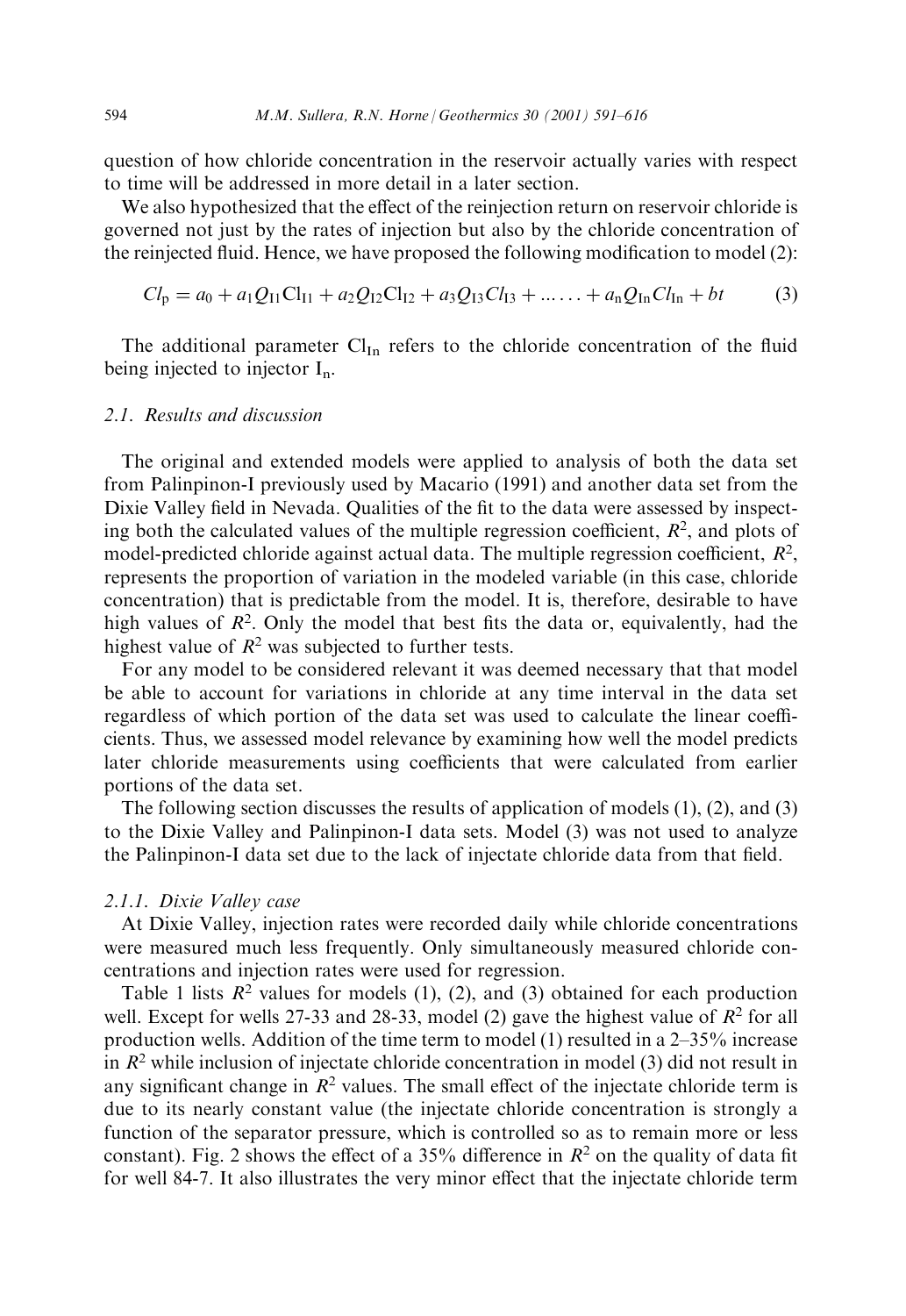question of how chloride concentration in the reservoir actually varies with respect to time will be addressed in more detail in a later section.

We also hypothesized that the effect of the reinjection return on reservoir chloride is governed not just by the rates of injection but also by the chloride concentration of the reinjected fluid. Hence, we have proposed the following modification to model (2):

$$Cl_{\mathrm{p}} = a_0 + a_1 Q_{\mathrm{I1}} \mathrm{Cl}_{\mathrm{I1}} + a_2 Q_{\mathrm{I2}} \mathrm{Cl}_{\mathrm{I2}} + a_3 Q_{\mathrm{I3}} Cl_{\mathrm{I3}} + \ldots\ldots + a_{\mathrm{n}} Q_{\mathrm{In}} Cl_{\mathrm{In}} + bt \tag{3}$$

The additional parameter $\mathrm{Cl}_{\mathrm{In}}$ refers to the chloride concentration of the fluid being injected to injector $\mathrm{I_n}$.

### 2.1. Results and discussion

The original and extended models were applied to analysis of both the data set from Palinpinon-I previously used by Macario (1991) and another data set from the Dixie Valley field in Nevada. Qualities of the fit to the data were assessed by inspecting both the calculated values of the multiple regression coefficient, $R^2$, and plots of model-predicted chloride against actual data. The multiple regression coefficient, $R^2$, represents the proportion of variation in the modeled variable (in this case, chloride concentration) that is predictable from the model. It is, therefore, desirable to have high values of $R^2$. Only the model that best fits the data or, equivalently, had the highest value of $R^2$ was subjected to further tests.

For any model to be considered relevant it was deemed necessary that that model be able to account for variations in chloride at any time interval in the data set regardless of which portion of the data set was used to calculate the linear coefficients. Thus, we assessed model relevance by examining how well the model predicts later chloride measurements using coefficients that were calculated from earlier portions of the data set.

The following section discusses the results of application of models (1), (2), and (3) to the Dixie Valley and Palinpinon-I data sets. Model (3) was not used to analyze the Palinpinon-I data set due to the lack of injectate chloride data from that field.

#### 2.1.1. Dixie Valley case

At Dixie Valley, injection rates were recorded daily while chloride concentrations were measured much less frequently. Only simultaneously measured chloride concentrations and injection rates were used for regression.

Table 1 lists $R^2$ values for models (1), (2), and (3) obtained for each production well. Except for wells 27-33 and 28-33, model (2) gave the highest value of $R^2$ for all production wells. Addition of the time term to model (1) resulted in a 2–35% increase in $R^2$ while inclusion of injectate chloride concentration in model (3) did not result in any significant change in $R^2$ values. The small effect of the injectate chloride term is due to its nearly constant value (the injectate chloride concentration is strongly a function of the separator pressure, which is controlled so as to remain more or less constant). Fig. 2 shows the effect of a 35% difference in $R^2$ on the quality of data fit for well 84-7. It also illustrates the very minor effect that the injectate chloride term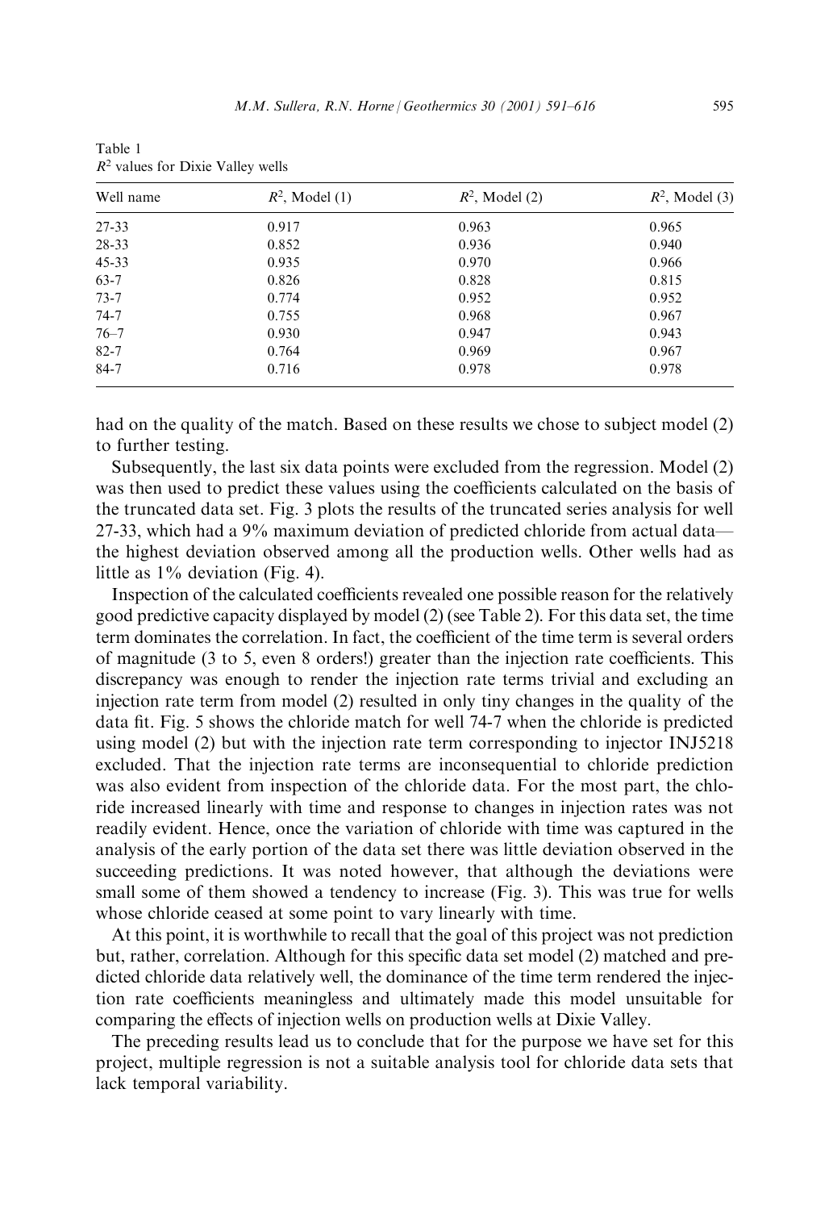Table 1
$R^2$ values for Dixie Valley wells

| Well name | $R^2$, Model (1) | $R^2$, Model (2) | $R^2$, Model (3) |
|---|---|---|---|
| 27-33 | 0.917 | 0.963 | 0.965 |
| 28-33 | 0.852 | 0.936 | 0.940 |
| 45-33 | 0.935 | 0.970 | 0.966 |
| 63-7 | 0.826 | 0.828 | 0.815 |
| 73-7 | 0.774 | 0.952 | 0.952 |
| 74-7 | 0.755 | 0.968 | 0.967 |
| 76–7 | 0.930 | 0.947 | 0.943 |
| 82-7 | 0.764 | 0.969 | 0.967 |
| 84-7 | 0.716 | 0.978 | 0.978 |

had on the quality of the match. Based on these results we chose to subject model (2) to further testing.

Subsequently, the last six data points were excluded from the regression. Model (2) was then used to predict these values using the coefficients calculated on the basis of the truncated data set. Fig. 3 plots the results of the truncated series analysis for well 27-33, which had a 9% maximum deviation of predicted chloride from actual data—the highest deviation observed among all the production wells. Other wells had as little as 1% deviation (Fig. 4).

Inspection of the calculated coefficients revealed one possible reason for the relatively good predictive capacity displayed by model (2) (see Table 2). For this data set, the time term dominates the correlation. In fact, the coefficient of the time term is several orders of magnitude (3 to 5, even 8 orders!) greater than the injection rate coefficients. This discrepancy was enough to render the injection rate terms trivial and excluding an injection rate term from model (2) resulted in only tiny changes in the quality of the data fit. Fig. 5 shows the chloride match for well 74-7 when the chloride is predicted using model (2) but with the injection rate term corresponding to injector INJ5218 excluded. That the injection rate terms are inconsequential to chloride prediction was also evident from inspection of the chloride data. For the most part, the chloride increased linearly with time and response to changes in injection rates was not readily evident. Hence, once the variation of chloride with time was captured in the analysis of the early portion of the data set there was little deviation observed in the succeeding predictions. It was noted however, that although the deviations were small some of them showed a tendency to increase (Fig. 3). This was true for wells whose chloride ceased at some point to vary linearly with time.

At this point, it is worthwhile to recall that the goal of this project was not prediction but, rather, correlation. Although for this specific data set model (2) matched and predicted chloride data relatively well, the dominance of the time term rendered the injection rate coefficients meaningless and ultimately made this model unsuitable for comparing the effects of injection wells on production wells at Dixie Valley.

The preceding results lead us to conclude that for the purpose we have set for this project, multiple regression is not a suitable analysis tool for chloride data sets that lack temporal variability.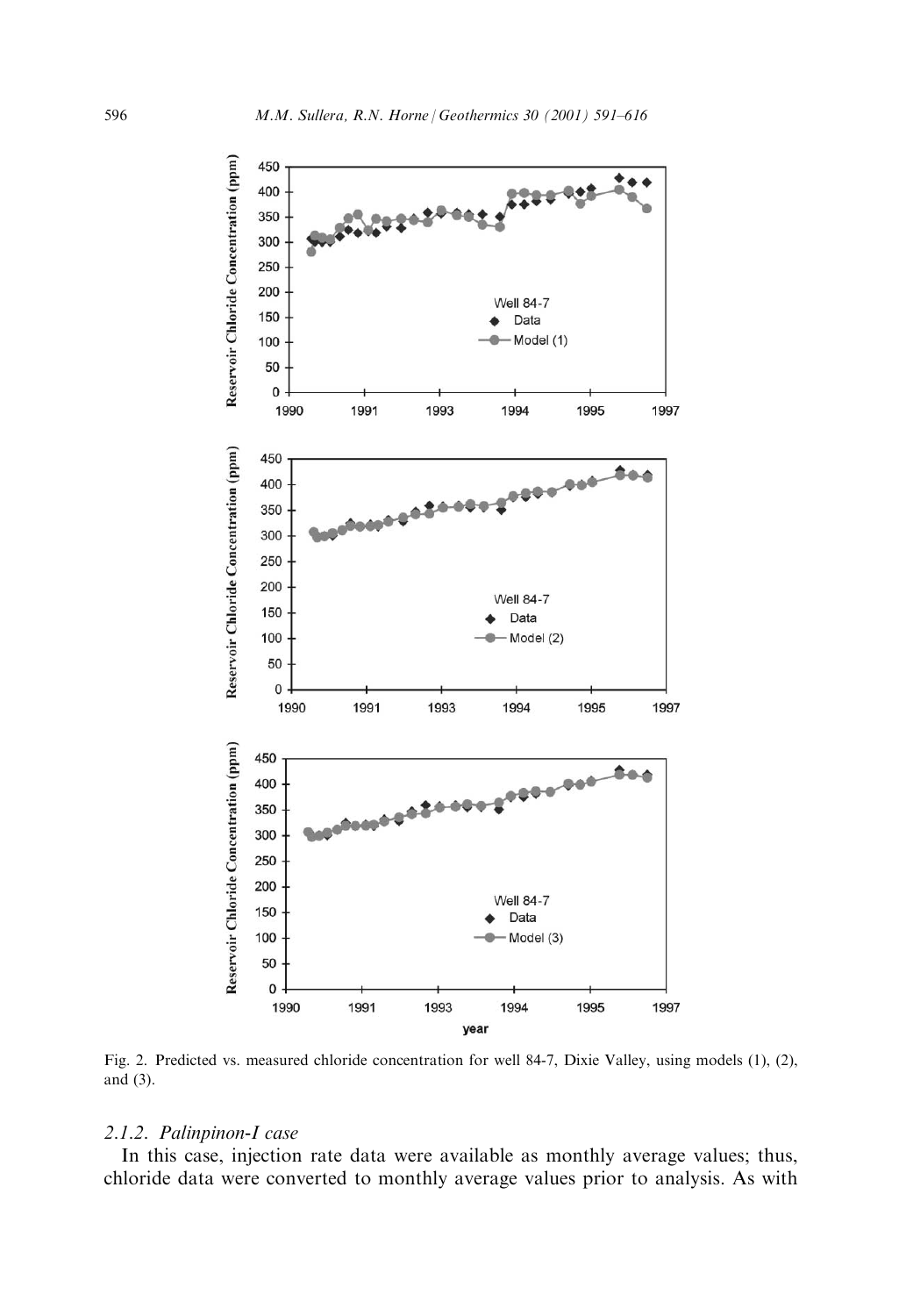Fig. 2. Predicted vs. measured chloride concentration for well 84-7, Dixie Valley, using models (1), (2), and (3).

### 2.1.2. Palinpinon-I case

In this case, injection rate data were available as monthly average values; thus, chloride data were converted to monthly average values prior to analysis. As with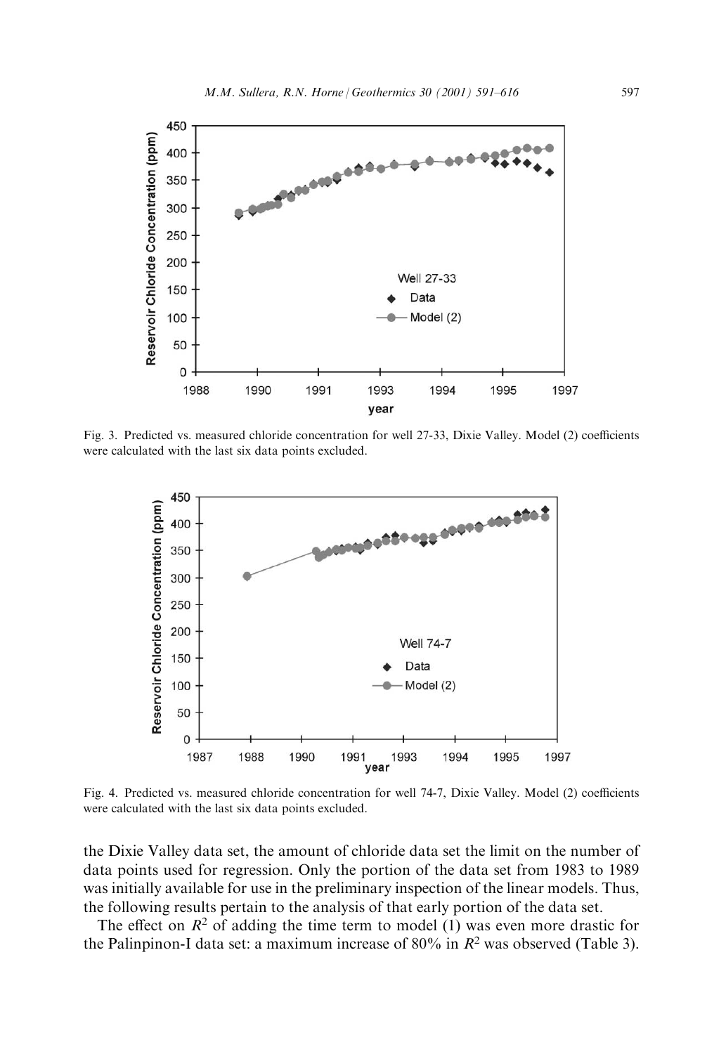Fig. 3. Predicted vs. measured chloride concentration for well 27-33, Dixie Valley. Model (2) coefficients were calculated with the last six data points excluded.

Fig. 4. Predicted vs. measured chloride concentration for well 74-7, Dixie Valley. Model (2) coefficients were calculated with the last six data points excluded.

the Dixie Valley data set, the amount of chloride data set the limit on the number of data points used for regression. Only the portion of the data set from 1983 to 1989 was initially available for use in the preliminary inspection of the linear models. Thus, the following results pertain to the analysis of that early portion of the data set.

The effect on $R^2$ of adding the time term to model (1) was even more drastic for the Palinpinon-I data set: a maximum increase of 80% in $R^2$ was observed (Table 3).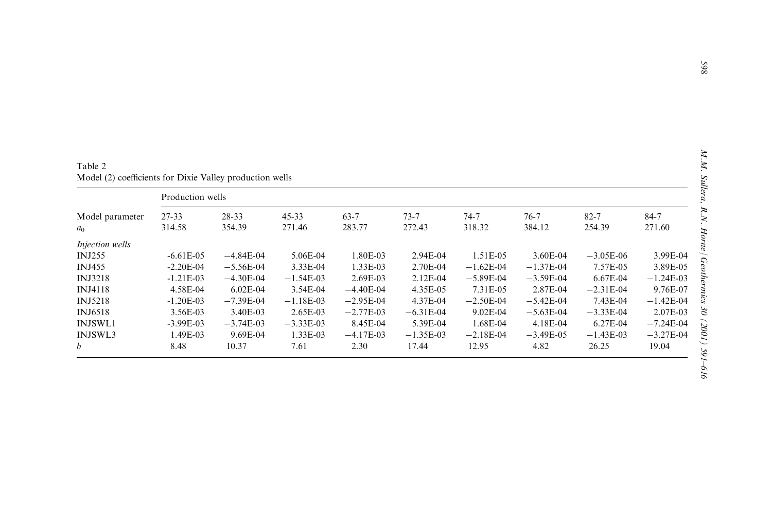Table 2
Model (2) coefficients for Dixie Valley production wells

| | Production wells | | | | | | | | |
|---|---|---|---|---|---|---|---|---|---|
| Model parameter | 27-33 | 28-33 | 45-33 | 63-7 | 73-7 | 74-7 | 76-7 | 82-7 | 84-7 |
| $a_0$ | 314.58 | 354.39 | 271.46 | 283.77 | 272.43 | 318.32 | 384.12 | 254.39 | 271.60 |
| *Injection wells* | | | | | | | | | |
| INJ255 | -6.61E-05 | −4.84E-04 | 5.06E-04 | 1.80E-03 | 2.94E-04 | 1.51E-05 | 3.60E-04 | −3.05E-06 | 3.99E-04 |
| INJ455 | -2.20E-04 | −5.56E-04 | 3.33E-04 | 1.33E-03 | 2.70E-04 | −1.62E-04 | −1.37E-04 | 7.57E-05 | 3.89E-05 |
| INJ3218 | -1.21E-03 | −4.30E-04 | −1.54E-03 | 2.69E-03 | 2.12E-04 | −5.89E-04 | −3.59E-04 | 6.67E-04 | −1.24E-03 |
| INJ4118 | 4.58E-04 | 6.02E-04 | 3.54E-04 | −4.40E-04 | 4.35E-05 | 7.31E-05 | 2.87E-04 | −2.31E-04 | 9.76E-07 |
| INJ5218 | -1.20E-03 | −7.39E-04 | −1.18E-03 | −2.95E-04 | 4.37E-04 | −2.50E-04 | −5.42E-04 | 7.43E-04 | −1.42E-04 |
| INJ6518 | 3.56E-03 | 3.40E-03 | 2.65E-03 | −2.77E-03 | −6.31E-04 | 9.02E-04 | −5.63E-04 | −3.33E-04 | 2.07E-03 |
| INJSWL1 | -3.99E-03 | −3.74E-03 | −3.33E-03 | 8.45E-04 | 5.39E-04 | 1.68E-04 | 4.18E-04 | 6.27E-04 | −7.24E-04 |
| INJSWL3 | 1.49E-03 | 9.69E-04 | 1.33E-03 | −4.17E-03 | −1.35E-03 | −2.18E-04 | −3.49E-05 | −1.43E-03 | −3.27E-04 |
| $b$ | 8.48 | 10.37 | 7.61 | 2.30 | 17.44 | 12.95 | 4.82 | 26.25 | 19.04 |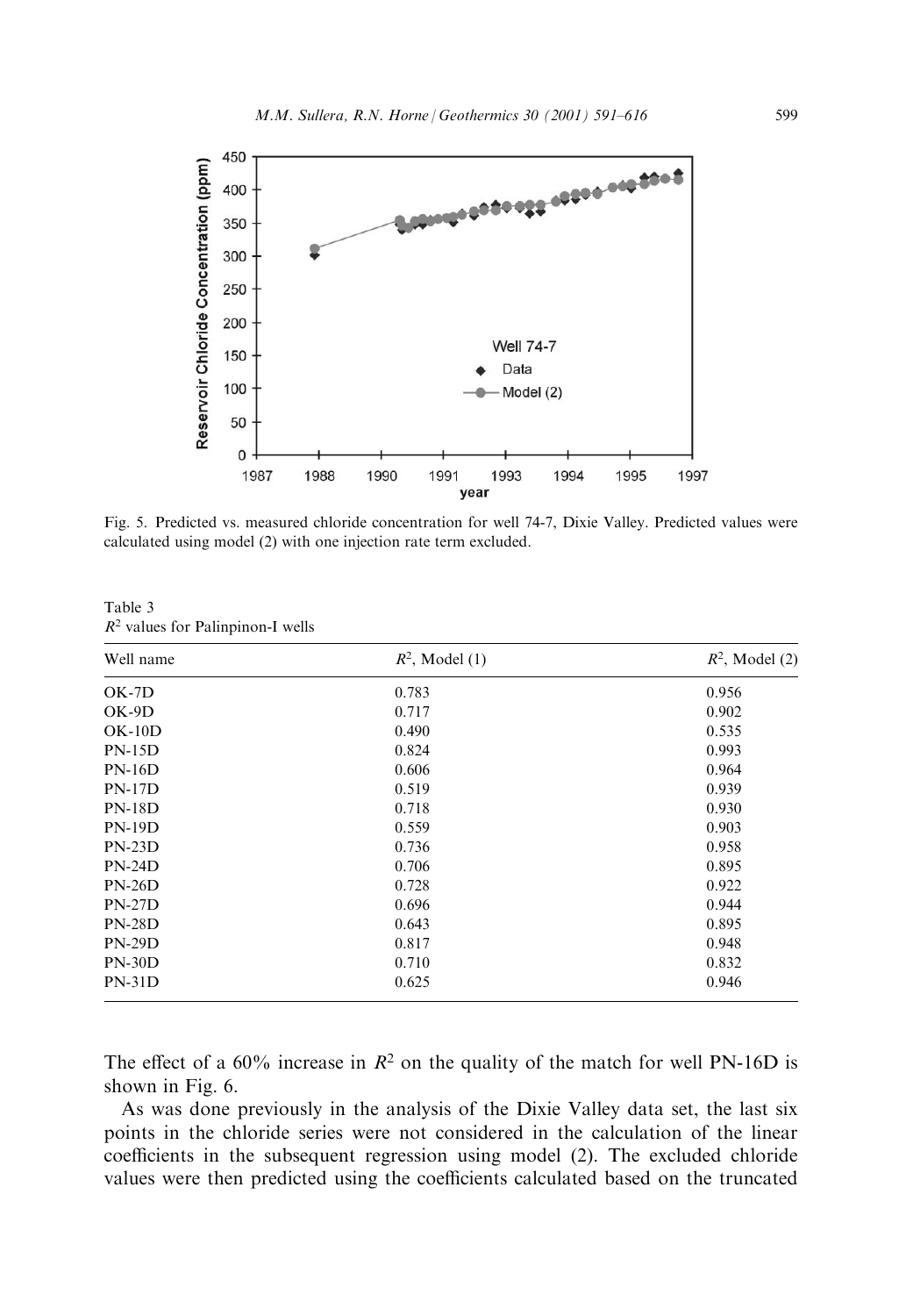Fig. 5. Predicted vs. measured chloride concentration for well 74-7, Dixie Valley. Predicted values were calculated using model (2) with one injection rate term excluded.

Table 3
$R^2$ values for Palinpinon-I wells

| Well name | $R^2$, Model (1) | $R^2$, Model (2) |
|---|---|---|
| OK-7D | 0.783 | 0.956 |
| OK-9D | 0.717 | 0.902 |
| OK-10D | 0.490 | 0.535 |
| PN-15D | 0.824 | 0.993 |
| PN-16D | 0.606 | 0.964 |
| PN-17D | 0.519 | 0.939 |
| PN-18D | 0.718 | 0.930 |
| PN-19D | 0.559 | 0.903 |
| PN-23D | 0.736 | 0.958 |
| PN-24D | 0.706 | 0.895 |
| PN-26D | 0.728 | 0.922 |
| PN-27D | 0.696 | 0.944 |
| PN-28D | 0.643 | 0.895 |
| PN-29D | 0.817 | 0.948 |
| PN-30D | 0.710 | 0.832 |
| PN-31D | 0.625 | 0.946 |

The effect of a 60% increase in $R^2$ on the quality of the match for well PN-16D is shown in Fig. 6.

As was done previously in the analysis of the Dixie Valley data set, the last six points in the chloride series were not considered in the calculation of the linear coefficients in the subsequent regression using model (2). The excluded chloride values were then predicted using the coefficients calculated based on the truncated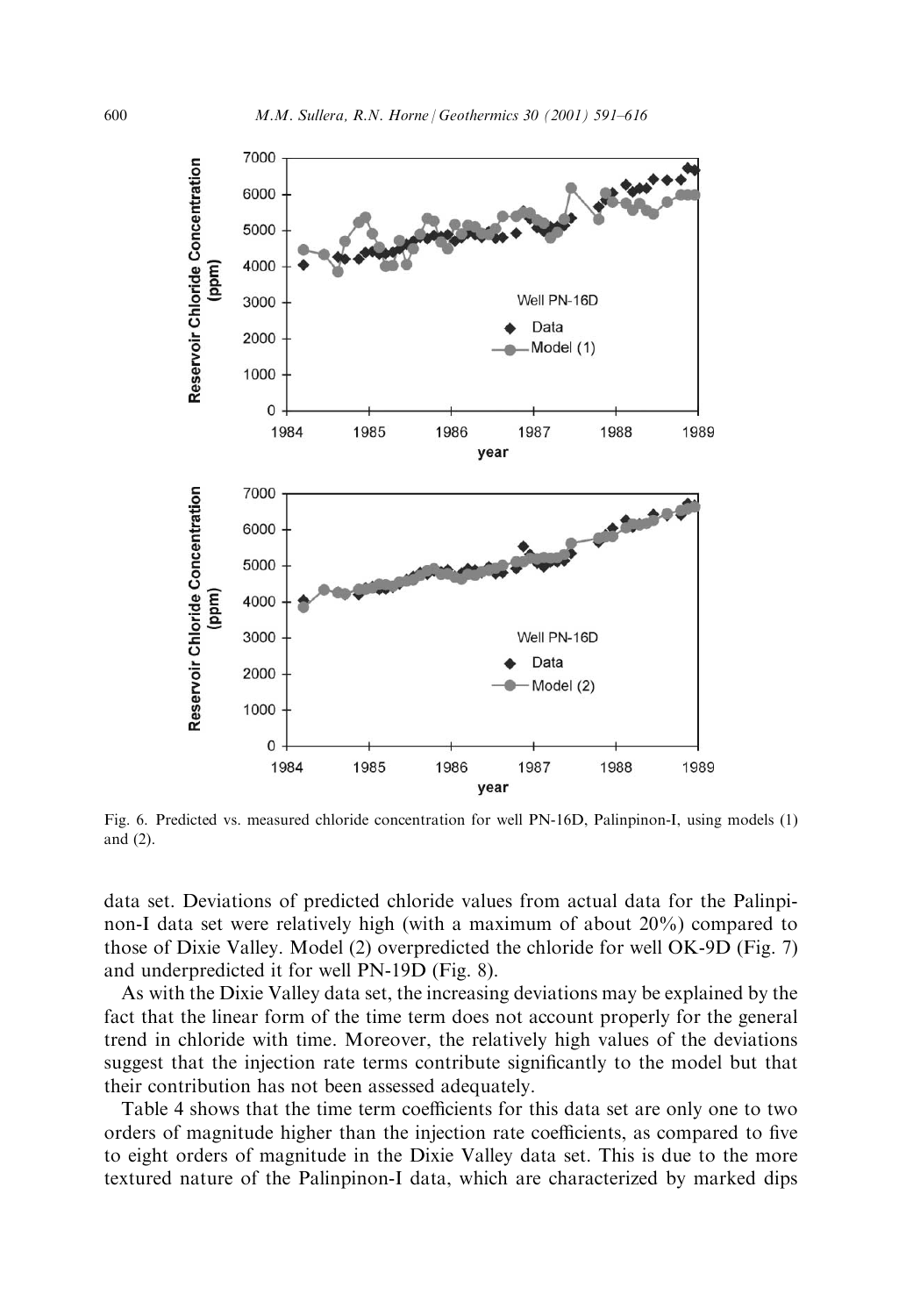Fig. 6. Predicted vs. measured chloride concentration for well PN-16D, Palinpinon-I, using models (1) and (2).

data set. Deviations of predicted chloride values from actual data for the Palinpinon-I data set were relatively high (with a maximum of about 20%) compared to those of Dixie Valley. Model (2) overpredicted the chloride for well OK-9D (Fig. 7) and underpredicted it for well PN-19D (Fig. 8).

As with the Dixie Valley data set, the increasing deviations may be explained by the fact that the linear form of the time term does not account properly for the general trend in chloride with time. Moreover, the relatively high values of the deviations suggest that the injection rate terms contribute significantly to the model but that their contribution has not been assessed adequately.

Table 4 shows that the time term coefficients for this data set are only one to two orders of magnitude higher than the injection rate coefficients, as compared to five to eight orders of magnitude in the Dixie Valley data set. This is due to the more textured nature of the Palinpinon-I data, which are characterized by marked dips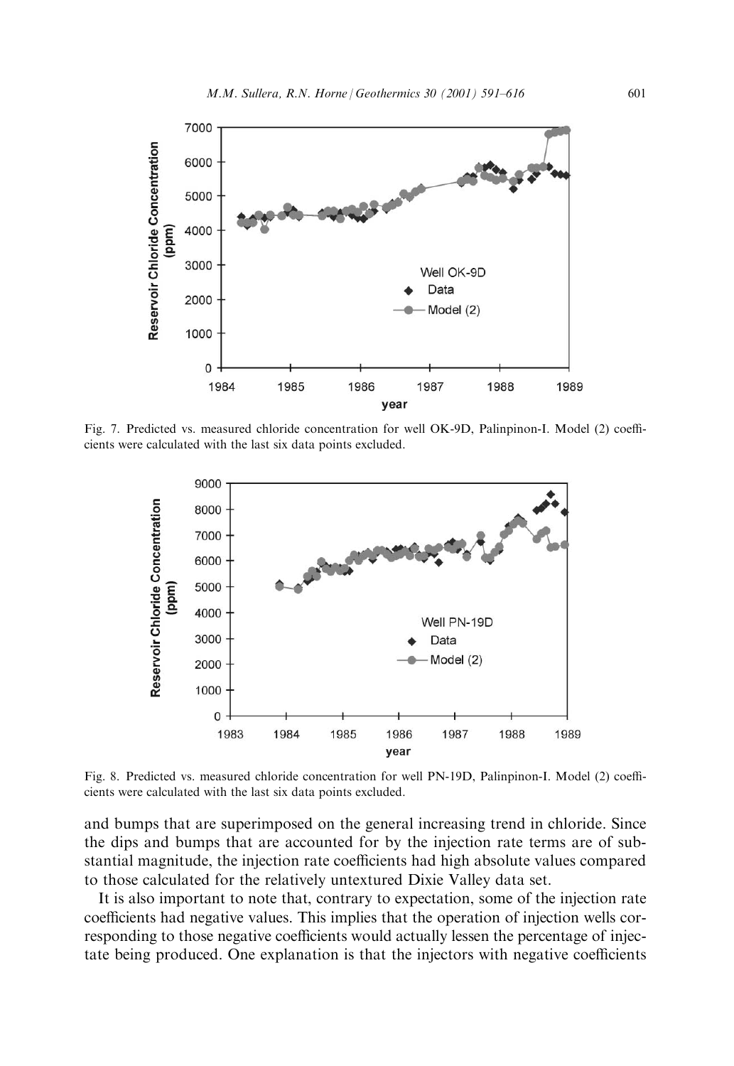Fig. 7. Predicted vs. measured chloride concentration for well OK-9D, Palinpinon-I. Model (2) coefficients were calculated with the last six data points excluded.

Fig. 8. Predicted vs. measured chloride concentration for well PN-19D, Palinpinon-I. Model (2) coefficients were calculated with the last six data points excluded.

and bumps that are superimposed on the general increasing trend in chloride. Since the dips and bumps that are accounted for by the injection rate terms are of substantial magnitude, the injection rate coefficients had high absolute values compared to those calculated for the relatively untextured Dixie Valley data set.

It is also important to note that, contrary to expectation, some of the injection rate coefficients had negative values. This implies that the operation of injection wells corresponding to those negative coefficients would actually lessen the percentage of injectate being produced. One explanation is that the injectors with negative coefficients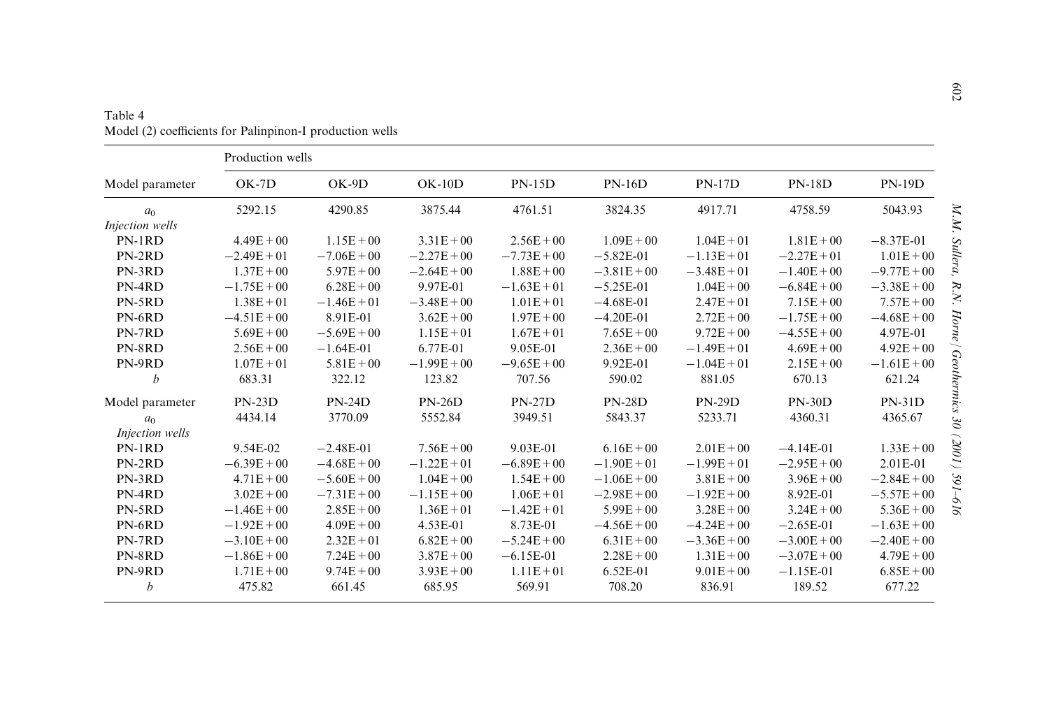Table 4
Model (2) coefficients for Palinpinon-I production wells

| Model parameter | Production wells | | | | | | | |
|---|---|---|---|---|---|---|---|---|
| | OK-7D | OK-9D | OK-10D | PN-15D | PN-16D | PN-17D | PN-18D | PN-19D |
| $a_0$ | 5292.15 | 4290.85 | 3875.44 | 4761.51 | 3824.35 | 4917.71 | 4758.59 | 5043.93 |
| *Injection wells* | | | | | | | | |
| PN-1RD | 4.49E+00 | 1.15E+00 | 3.31E+00 | 2.56E+00 | 1.09E+00 | 1.04E+01 | 1.81E+00 | −8.37E-01 |
| PN-2RD | −2.49E+01 | −7.06E+00 | −2.27E+00 | −7.73E+00 | −5.82E-01 | −1.13E+01 | −2.27E+01 | 1.01E+00 |
| PN-3RD | 1.37E+00 | 5.97E+00 | −2.64E+00 | 1.88E+00 | −3.81E+00 | −3.48E+01 | −1.40E+00 | −9.77E+00 |
| PN-4RD | −1.75E+00 | 6.28E+00 | 9.97E-01 | −1.63E+01 | −5.25E-01 | 1.04E+00 | −6.84E+00 | −3.38E+00 |
| PN-5RD | 1.38E+01 | −1.46E+01 | −3.48E+00 | 1.01E+01 | −4.68E-01 | 2.47E+01 | 7.15E+00 | 7.57E+00 |
| PN-6RD | −4.51E+00 | 8.91E-01 | 3.62E+00 | 1.97E+00 | −4.20E-01 | 2.72E+00 | −1.75E+00 | −4.68E+00 |
| PN-7RD | 5.69E+00 | −5.69E+00 | 1.15E+01 | 1.67E+01 | 7.65E+00 | 9.72E+00 | −4.55E+00 | 4.97E-01 |
| PN-8RD | 2.56E+00 | −1.64E-01 | 6.77E-01 | 9.05E-01 | 2.36E+00 | −1.49E+01 | 4.69E+00 | 4.92E+00 |
| PN-9RD | 1.07E+01 | 5.81E+00 | −1.99E+00 | −9.65E+00 | 9.92E-01 | −1.04E+01 | 2.15E+00 | −1.61E+00 |
| $b$ | 683.31 | 322.12 | 123.82 | 707.56 | 590.02 | 881.05 | 670.13 | 621.24 |
| Model parameter | PN-23D | PN-24D | PN-26D | PN-27D | PN-28D | PN-29D | PN-30D | PN-31D |
| $a_0$ | 4434.14 | 3770.09 | 5552.84 | 3949.51 | 5843.37 | 5233.71 | 4360.31 | 4365.67 |
| *Injection wells* | | | | | | | | |
| PN-1RD | 9.54E-02 | −2.48E-01 | 7.56E+00 | 9.03E-01 | 6.16E+00 | 2.01E+00 | −4.14E-01 | 1.33E+00 |
| PN-2RD | −6.39E+00 | −4.68E+00 | −1.22E+01 | −6.89E+00 | −1.90E+01 | −1.99E+01 | −2.95E+00 | 2.01E-01 |
| PN-3RD | 4.71E+00 | −5.60E+00 | 1.04E+00 | 1.54E+00 | −1.06E+00 | 3.81E+00 | 3.96E+00 | −2.84E+00 |
| PN-4RD | 3.02E+00 | −7.31E+00 | −1.15E+00 | 1.06E+01 | −2.98E+00 | −1.92E+00 | 8.92E-01 | −5.57E+00 |
| PN-5RD | −1.46E+00 | 2.85E+00 | 1.36E+01 | −1.42E+01 | 5.99E+00 | 3.28E+00 | 3.24E+00 | 5.36E+00 |
| PN-6RD | −1.92E+00 | 4.09E+00 | 4.53E-01 | 8.73E-01 | −4.56E+00 | −4.24E+00 | −2.65E-01 | −1.63E+00 |
| PN-7RD | −3.10E+00 | 2.32E+01 | 6.82E+00 | −5.24E+00 | 6.31E+00 | −3.36E+00 | −3.00E+00 | −2.40E+00 |
| PN-8RD | −1.86E+00 | 7.24E+00 | 3.87E+00 | −6.15E-01 | 2.28E+00 | 1.31E+00 | −3.07E+00 | 4.79E+00 |
| PN-9RD | 1.71E+00 | 9.74E+00 | 3.93E+00 | 1.11E+01 | 6.52E-01 | 9.01E+00 | −1.15E-01 | 6.85E+00 |
| $b$ | 475.82 | 661.45 | 685.95 | 569.91 | 708.20 | 836.91 | 189.52 | 677.22 |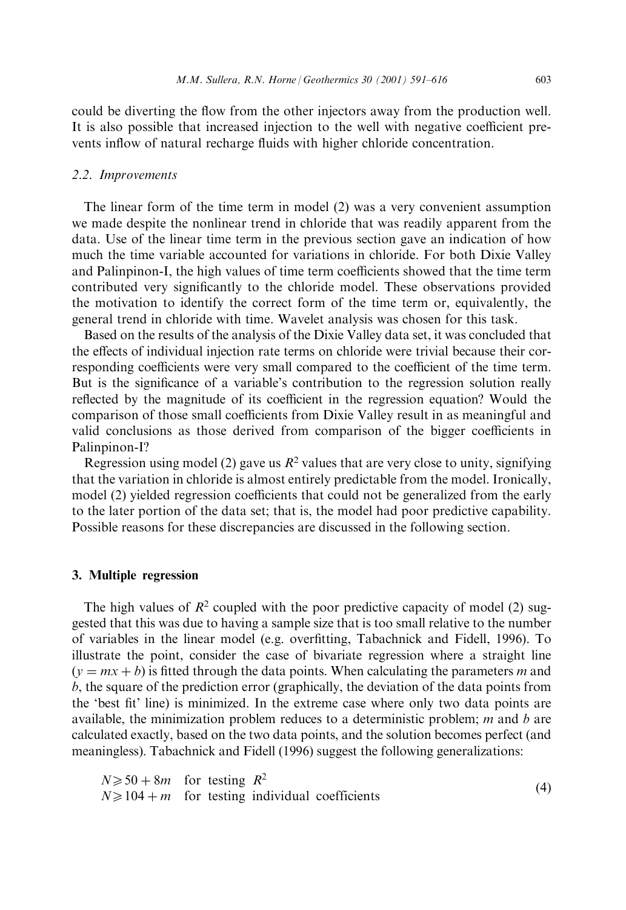could be diverting the flow from the other injectors away from the production well. It is also possible that increased injection to the well with negative coefficient prevents inflow of natural recharge fluids with higher chloride concentration.

### 2.2. Improvements

The linear form of the time term in model (2) was a very convenient assumption we made despite the nonlinear trend in chloride that was readily apparent from the data. Use of the linear time term in the previous section gave an indication of how much the time variable accounted for variations in chloride. For both Dixie Valley and Palinpinon-I, the high values of time term coefficients showed that the time term contributed very significantly to the chloride model. These observations provided the motivation to identify the correct form of the time term or, equivalently, the general trend in chloride with time. Wavelet analysis was chosen for this task.

Based on the results of the analysis of the Dixie Valley data set, it was concluded that the effects of individual injection rate terms on chloride were trivial because their corresponding coefficients were very small compared to the coefficient of the time term. But is the significance of a variable's contribution to the regression solution really reflected by the magnitude of its coefficient in the regression equation? Would the comparison of those small coefficients from Dixie Valley result in as meaningful and valid conclusions as those derived from comparison of the bigger coefficients in Palinpinon-I?

Regression using model (2) gave us $R^2$ values that are very close to unity, signifying that the variation in chloride is almost entirely predictable from the model. Ironically, model (2) yielded regression coefficients that could not be generalized from the early to the later portion of the data set; that is, the model had poor predictive capability. Possible reasons for these discrepancies are discussed in the following section.

## 3. Multiple regression

The high values of $R^2$ coupled with the poor predictive capacity of model (2) suggested that this was due to having a sample size that is too small relative to the number of variables in the linear model (e.g. overfitting, Tabachnick and Fidell, 1996). To illustrate the point, consider the case of bivariate regression where a straight line ($y = mx + b$) is fitted through the data points. When calculating the parameters $m$ and $b$, the square of the prediction error (graphically, the deviation of the data points from the 'best fit' line) is minimized. In the extreme case where only two data points are available, the minimization problem reduces to a deterministic problem; $m$ and $b$ are calculated exactly, based on the two data points, and the solution becomes perfect (and meaningless). Tabachnick and Fidell (1996) suggest the following generalizations:

$$
\begin{aligned}
&N \geqslant 50 + 8m \quad \text{for testing } R^2 \\
&N \geqslant 104 + m \quad \text{for testing individual coefficients}
\end{aligned}
\tag{4}
$$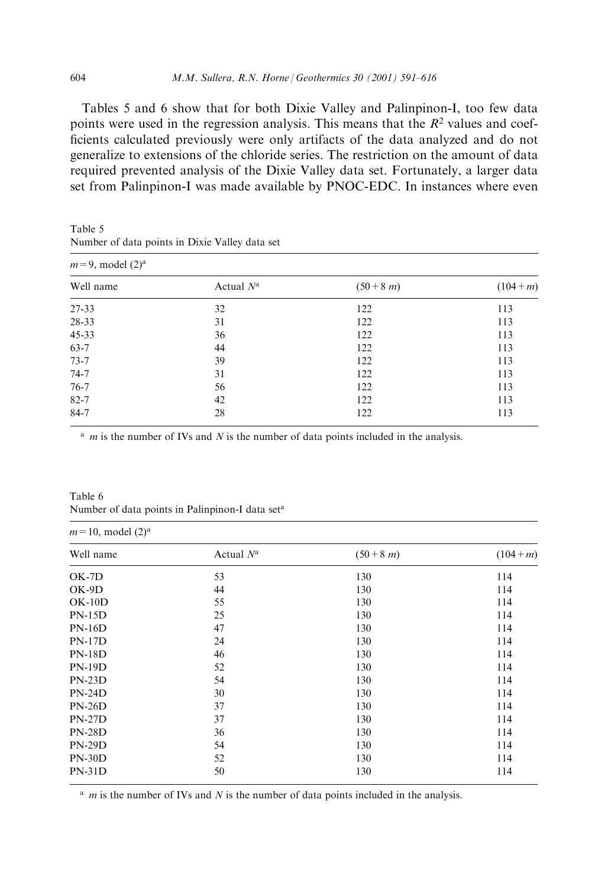Tables 5 and 6 show that for both Dixie Valley and Palinpinon-I, too few data points were used in the regression analysis. This means that the $R^2$ values and coefficients calculated previously were only artifacts of the data analyzed and do not generalize to extensions of the chloride series. The restriction on the amount of data required prevented analysis of the Dixie Valley data set. Fortunately, a larger data set from Palinpinon-I was made available by PNOC-EDC. In instances where even

Table 5
Number of data points in Dixie Valley data set

| $m=9$, model (2)[a] | | | |
|---|---|---|---|
| Well name | Actual $N$[a] | $(50+8\ m)$ | $(104+m)$ |
| 27-33 | 32 | 122 | 113 |
| 28-33 | 31 | 122 | 113 |
| 45-33 | 36 | 122 | 113 |
| 63-7 | 44 | 122 | 113 |
| 73-7 | 39 | 122 | 113 |
| 74-7 | 31 | 122 | 113 |
| 76-7 | 56 | 122 | 113 |
| 82-7 | 42 | 122 | 113 |
| 84-7 | 28 | 122 | 113 |

[a] $m$ is the number of IVs and $N$ is the number of data points included in the analysis.

Table 6
Number of data points in Palinpinon-I data set[a]

| $m=10$, model (2)[a] | | | |
|---|---|---|---|
| Well name | Actual $N$[a] | $(50+8\ m)$ | $(104+m)$ |
| OK-7D | 53 | 130 | 114 |
| OK-9D | 44 | 130 | 114 |
| OK-10D | 55 | 130 | 114 |
| PN-15D | 25 | 130 | 114 |
| PN-16D | 47 | 130 | 114 |
| PN-17D | 24 | 130 | 114 |
| PN-18D | 46 | 130 | 114 |
| PN-19D | 52 | 130 | 114 |
| PN-23D | 54 | 130 | 114 |
| PN-24D | 30 | 130 | 114 |
| PN-26D | 37 | 130 | 114 |
| PN-27D | 37 | 130 | 114 |
| PN-28D | 36 | 130 | 114 |
| PN-29D | 54 | 130 | 114 |
| PN-30D | 52 | 130 | 114 |
| PN-31D | 50 | 130 | 114 |

[a] $m$ is the number of IVs and $N$ is the number of data points included in the analysis.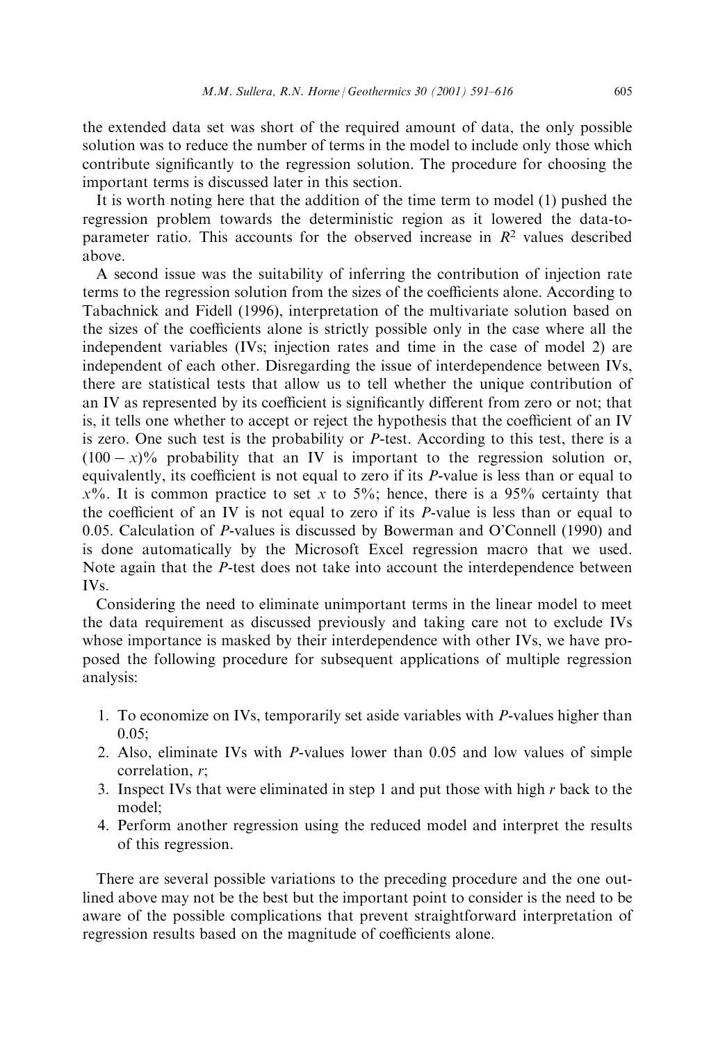the extended data set was short of the required amount of data, the only possible solution was to reduce the number of terms in the model to include only those which contribute significantly to the regression solution. The procedure for choosing the important terms is discussed later in this section.

It is worth noting here that the addition of the time term to model (1) pushed the regression problem towards the deterministic region as it lowered the data-to-parameter ratio. This accounts for the observed increase in $R^2$ values described above.

A second issue was the suitability of inferring the contribution of injection rate terms to the regression solution from the sizes of the coefficients alone. According to Tabachnick and Fidell (1996), interpretation of the multivariate solution based on the sizes of the coefficients alone is strictly possible only in the case where all the independent variables (IVs; injection rates and time in the case of model 2) are independent of each other. Disregarding the issue of interdependence between IVs, there are statistical tests that allow us to tell whether the unique contribution of an IV as represented by its coefficient is significantly different from zero or not; that is, it tells one whether to accept or reject the hypothesis that the coefficient of an IV is zero. One such test is the probability or *P*-test. According to this test, there is a $(100 - x)\%$ probability that an IV is important to the regression solution or, equivalently, its coefficient is not equal to zero if its *P*-value is less than or equal to $x\%$. It is common practice to set $x$ to 5%; hence, there is a 95% certainty that the coefficient of an IV is not equal to zero if its *P*-value is less than or equal to 0.05. Calculation of *P*-values is discussed by Bowerman and O'Connell (1990) and is done automatically by the Microsoft Excel regression macro that we used. Note again that the *P*-test does not take into account the interdependence between IVs.

Considering the need to eliminate unimportant terms in the linear model to meet the data requirement as discussed previously and taking care not to exclude IVs whose importance is masked by their interdependence with other IVs, we have proposed the following procedure for subsequent applications of multiple regression analysis:

1. To economize on IVs, temporarily set aside variables with *P*-values higher than 0.05;
2. Also, eliminate IVs with *P*-values lower than 0.05 and low values of simple correlation, $r$;
3. Inspect IVs that were eliminated in step 1 and put those with high $r$ back to the model;
4. Perform another regression using the reduced model and interpret the results of this regression.

There are several possible variations to the preceding procedure and the one outlined above may not be the best but the important point to consider is the need to be aware of the possible complications that prevent straightforward interpretation of regression results based on the magnitude of coefficients alone.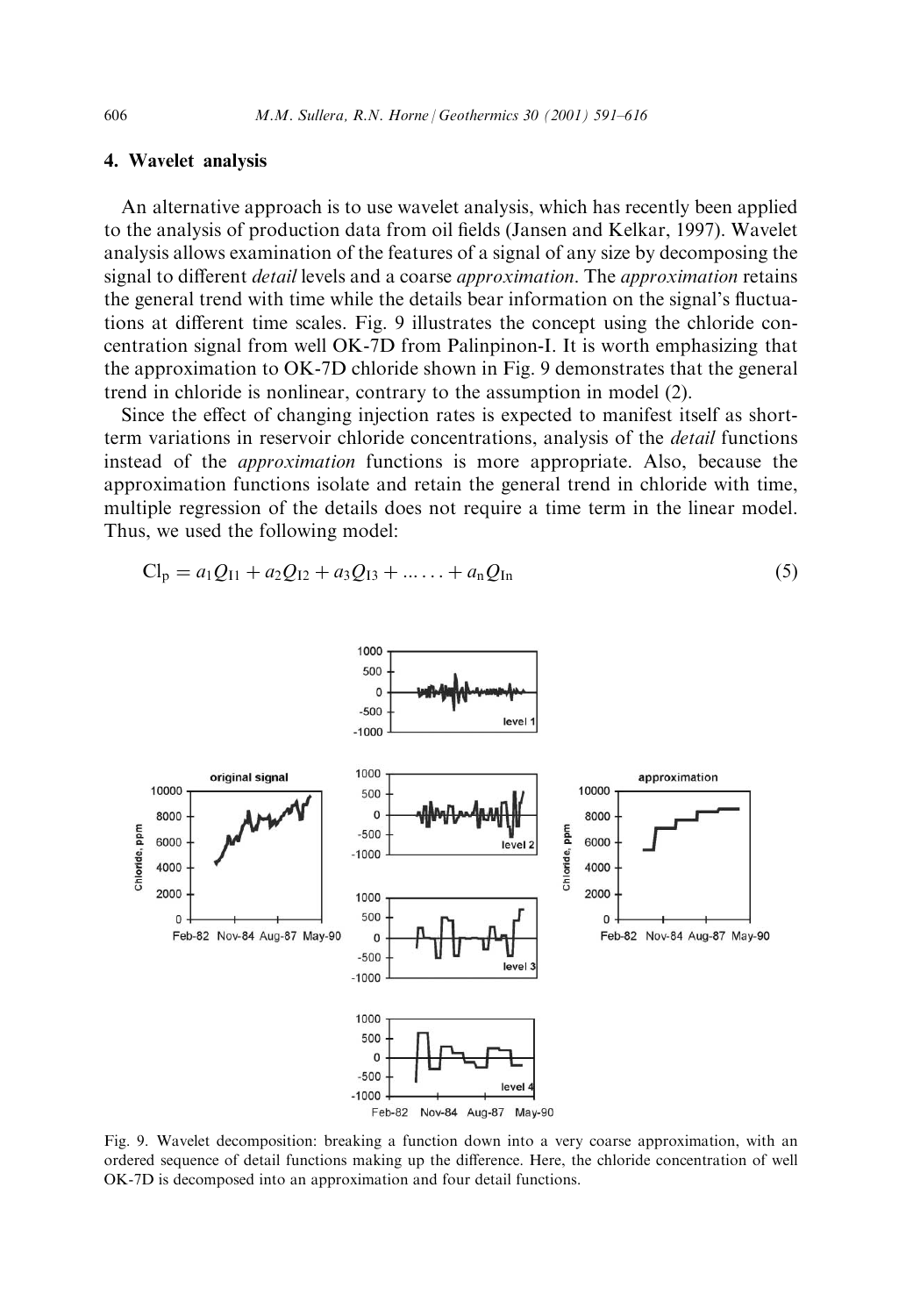## 4. Wavelet analysis

An alternative approach is to use wavelet analysis, which has recently been applied to the analysis of production data from oil fields (Jansen and Kelkar, 1997). Wavelet analysis allows examination of the features of a signal of any size by decomposing the signal to different *detail* levels and a coarse *approximation*. The *approximation* retains the general trend with time while the details bear information on the signal's fluctuations at different time scales. Fig. 9 illustrates the concept using the chloride concentration signal from well OK-7D from Palinpinon-I. It is worth emphasizing that the approximation to OK-7D chloride shown in Fig. 9 demonstrates that the general trend in chloride is nonlinear, contrary to the assumption in model (2).

Since the effect of changing injection rates is expected to manifest itself as short-term variations in reservoir chloride concentrations, analysis of the *detail* functions instead of the *approximation* functions is more appropriate. Also, because the approximation functions isolate and retain the general trend in chloride with time, multiple regression of the details does not require a time term in the linear model. Thus, we used the following model:

$$\mathrm{Cl_p} = a_1 Q_{\mathrm{I1}} + a_2 Q_{\mathrm{I2}} + a_3 Q_{\mathrm{I3}} + \ldots\ldots + a_\mathrm{n} Q_{\mathrm{In}} \tag{5}$$

Fig. 9. Wavelet decomposition: breaking a function down into a very coarse approximation, with an ordered sequence of detail functions making up the difference. Here, the chloride concentration of well OK-7D is decomposed into an approximation and four detail functions.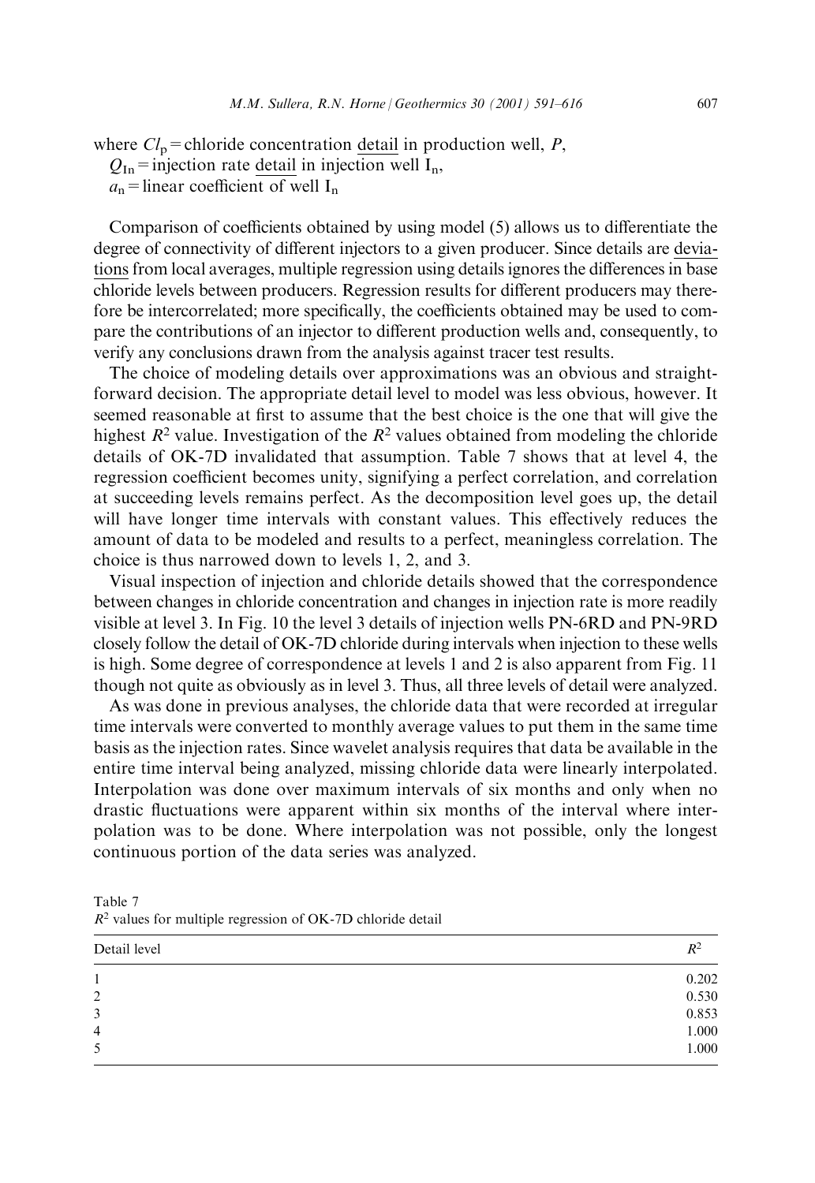where $Cl_p$ = chloride concentration detail in production well, $P$,
$Q_{In}$ = injection rate detail in injection well $I_n$,
$a_n$ = linear coefficient of well $I_n$

Comparison of coefficients obtained by using model (5) allows us to differentiate the degree of connectivity of different injectors to a given producer. Since details are deviations from local averages, multiple regression using details ignores the differences in base chloride levels between producers. Regression results for different producers may therefore be intercorrelated; more specifically, the coefficients obtained may be used to compare the contributions of an injector to different production wells and, consequently, to verify any conclusions drawn from the analysis against tracer test results.

The choice of modeling details over approximations was an obvious and straightforward decision. The appropriate detail level to model was less obvious, however. It seemed reasonable at first to assume that the best choice is the one that will give the highest $R^2$ value. Investigation of the $R^2$ values obtained from modeling the chloride details of OK-7D invalidated that assumption. Table 7 shows that at level 4, the regression coefficient becomes unity, signifying a perfect correlation, and correlation at succeeding levels remains perfect. As the decomposition level goes up, the detail will have longer time intervals with constant values. This effectively reduces the amount of data to be modeled and results to a perfect, meaningless correlation. The choice is thus narrowed down to levels 1, 2, and 3.

Visual inspection of injection and chloride details showed that the correspondence between changes in chloride concentration and changes in injection rate is more readily visible at level 3. In Fig. 10 the level 3 details of injection wells PN-6RD and PN-9RD closely follow the detail of OK-7D chloride during intervals when injection to these wells is high. Some degree of correspondence at levels 1 and 2 is also apparent from Fig. 11 though not quite as obviously as in level 3. Thus, all three levels of detail were analyzed.

As was done in previous analyses, the chloride data that were recorded at irregular time intervals were converted to monthly average values to put them in the same time basis as the injection rates. Since wavelet analysis requires that data be available in the entire time interval being analyzed, missing chloride data were linearly interpolated. Interpolation was done over maximum intervals of six months and only when no drastic fluctuations were apparent within six months of the interval where interpolation was to be done. Where interpolation was not possible, only the longest continuous portion of the data series was analyzed.

Table 7
$R^2$ values for multiple regression of OK-7D chloride detail

| Detail level | $R^2$ |
|---|---|
| 1 | 0.202 |
| 2 | 0.530 |
| 3 | 0.853 |
| 4 | 1.000 |
| 5 | 1.000 |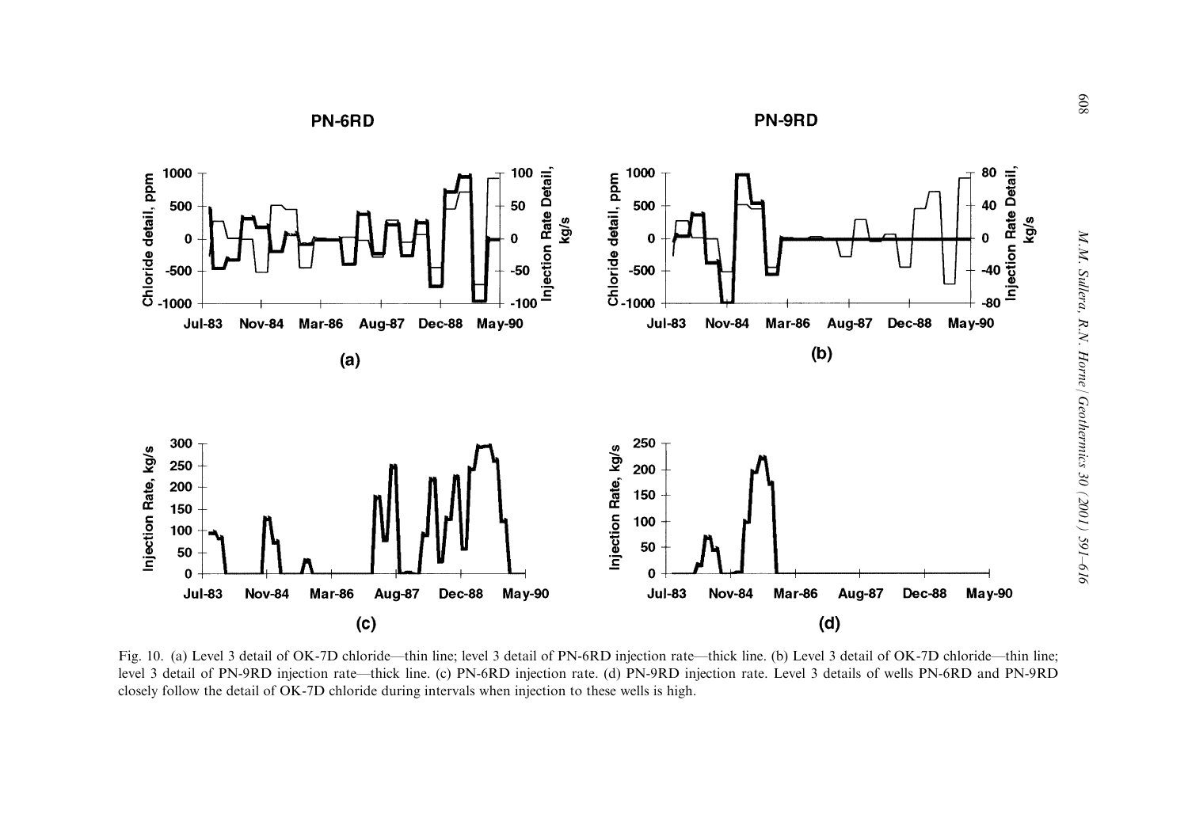Fig. 10. (a) Level 3 detail of OK-7D chloride—thin line; level 3 detail of PN-6RD injection rate—thick line. (b) Level 3 detail of OK-7D chloride—thin line; level 3 detail of PN-9RD injection rate—thick line. (c) PN-6RD injection rate. (d) PN-9RD injection rate. Level 3 details of wells PN-6RD and PN-9RD closely follow the detail of OK-7D chloride during intervals when injection to these wells is high.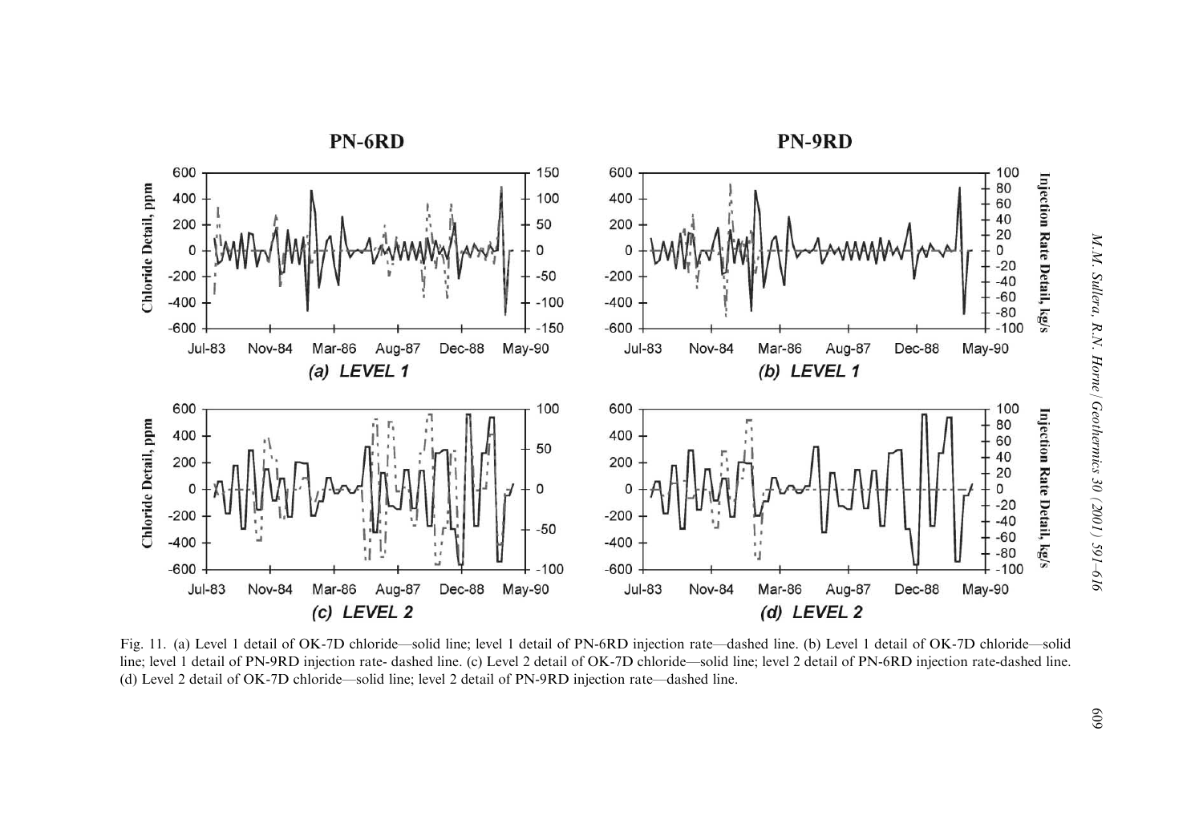Fig. 11. (a) Level 1 detail of OK-7D chloride—solid line; level 1 detail of PN-6RD injection rate—dashed line. (b) Level 1 detail of OK-7D chloride—solid line; level 1 detail of PN-9RD injection rate- dashed line. (c) Level 2 detail of OK-7D chloride—solid line; level 2 detail of PN-6RD injection rate-dashed line. (d) Level 2 detail of OK-7D chloride—solid line; level 2 detail of PN-9RD injection rate—dashed line.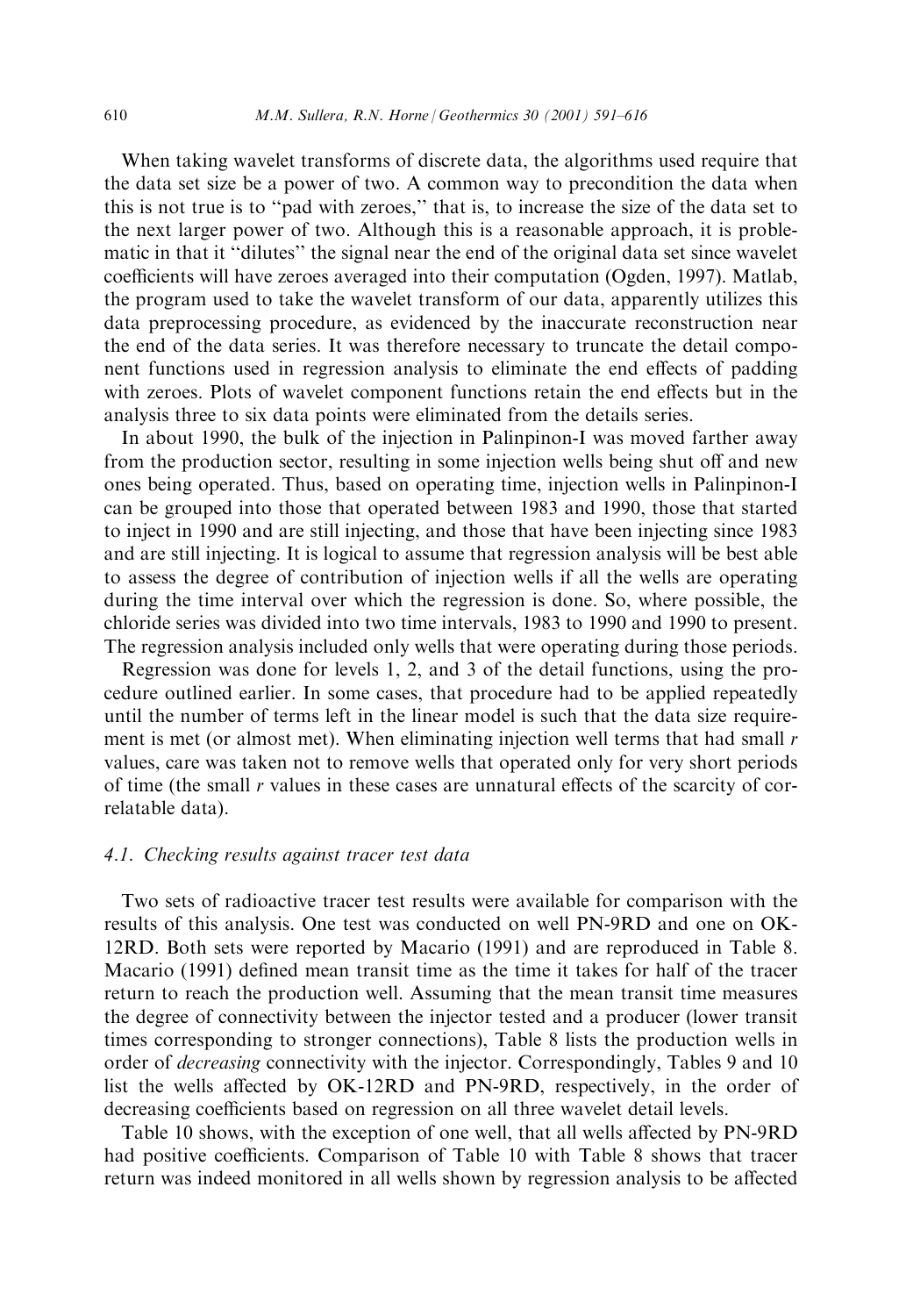When taking wavelet transforms of discrete data, the algorithms used require that the data set size be a power of two. A common way to precondition the data when this is not true is to "pad with zeroes," that is, to increase the size of the data set to the next larger power of two. Although this is a reasonable approach, it is problematic in that it "dilutes" the signal near the end of the original data set since wavelet coefficients will have zeroes averaged into their computation (Ogden, 1997). Matlab, the program used to take the wavelet transform of our data, apparently utilizes this data preprocessing procedure, as evidenced by the inaccurate reconstruction near the end of the data series. It was therefore necessary to truncate the detail component functions used in regression analysis to eliminate the end effects of padding with zeroes. Plots of wavelet component functions retain the end effects but in the analysis three to six data points were eliminated from the details series.

In about 1990, the bulk of the injection in Palinpinon-I was moved farther away from the production sector, resulting in some injection wells being shut off and new ones being operated. Thus, based on operating time, injection wells in Palinpinon-I can be grouped into those that operated between 1983 and 1990, those that started to inject in 1990 and are still injecting, and those that have been injecting since 1983 and are still injecting. It is logical to assume that regression analysis will be best able to assess the degree of contribution of injection wells if all the wells are operating during the time interval over which the regression is done. So, where possible, the chloride series was divided into two time intervals, 1983 to 1990 and 1990 to present. The regression analysis included only wells that were operating during those periods.

Regression was done for levels 1, 2, and 3 of the detail functions, using the procedure outlined earlier. In some cases, that procedure had to be applied repeatedly until the number of terms left in the linear model is such that the data size requirement is met (or almost met). When eliminating injection well terms that had small $r$ values, care was taken not to remove wells that operated only for very short periods of time (the small $r$ values in these cases are unnatural effects of the scarcity of correlatable data).

### *4.1. Checking results against tracer test data*

Two sets of radioactive tracer test results were available for comparison with the results of this analysis. One test was conducted on well PN-9RD and one on OK-12RD. Both sets were reported by Macario (1991) and are reproduced in Table 8. Macario (1991) defined mean transit time as the time it takes for half of the tracer return to reach the production well. Assuming that the mean transit time measures the degree of connectivity between the injector tested and a producer (lower transit times corresponding to stronger connections), Table 8 lists the production wells in order of *decreasing* connectivity with the injector. Correspondingly, Tables 9 and 10 list the wells affected by OK-12RD and PN-9RD, respectively, in the order of decreasing coefficients based on regression on all three wavelet detail levels.

Table 10 shows, with the exception of one well, that all wells affected by PN-9RD had positive coefficients. Comparison of Table 10 with Table 8 shows that tracer return was indeed monitored in all wells shown by regression analysis to be affected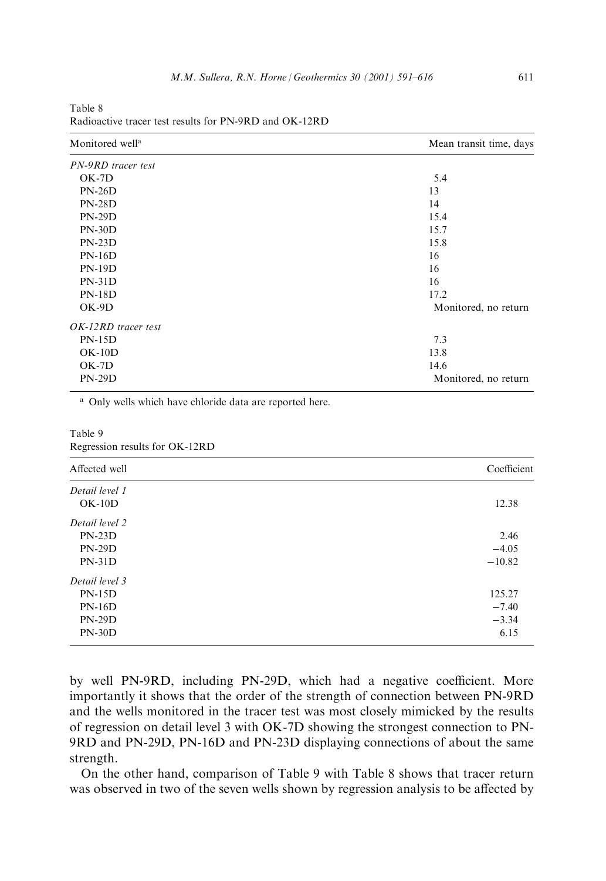Table 8
Radioactive tracer test results for PN-9RD and OK-12RD

| Monitored well[a] | Mean transit time, days |
|---|---|
| *PN-9RD tracer test* | |
| OK-7D | 5.4 |
| PN-26D | 13 |
| PN-28D | 14 |
| PN-29D | 15.4 |
| PN-30D | 15.7 |
| PN-23D | 15.8 |
| PN-16D | 16 |
| PN-19D | 16 |
| PN-31D | 16 |
| PN-18D | 17.2 |
| OK-9D | Monitored, no return |
| *OK-12RD tracer test* | |
| PN-15D | 7.3 |
| OK-10D | 13.8 |
| OK-7D | 14.6 |
| PN-29D | Monitored, no return |

[a] Only wells which have chloride data are reported here.

Table 9
Regression results for OK-12RD

| Affected well | Coefficient |
|---|---|
| *Detail level 1* | |
| OK-10D | 12.38 |
| *Detail level 2* | |
| PN-23D | 2.46 |
| PN-29D | −4.05 |
| PN-31D | −10.82 |
| *Detail level 3* | |
| PN-15D | 125.27 |
| PN-16D | −7.40 |
| PN-29D | −3.34 |
| PN-30D | 6.15 |

by well PN-9RD, including PN-29D, which had a negative coefficient. More importantly it shows that the order of the strength of connection between PN-9RD and the wells monitored in the tracer test was most closely mimicked by the results of regression on detail level 3 with OK-7D showing the strongest connection to PN-9RD and PN-29D, PN-16D and PN-23D displaying connections of about the same strength.

On the other hand, comparison of Table 9 with Table 8 shows that tracer return was observed in two of the seven wells shown by regression analysis to be affected by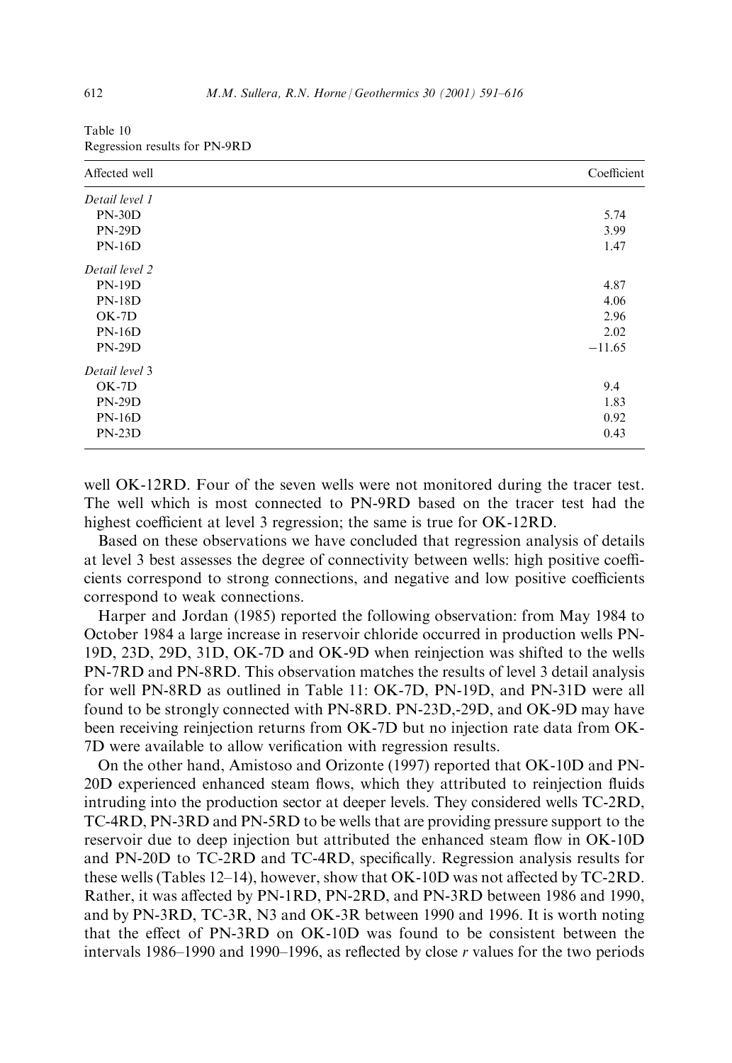Table 10
Regression results for PN-9RD

| Affected well | Coefficient |
|---|---|
| *Detail level 1* | |
| PN-30D | 5.74 |
| PN-29D | 3.99 |
| PN-16D | 1.47 |
| *Detail level 2* | |
| PN-19D | 4.87 |
| PN-18D | 4.06 |
| OK-7D | 2.96 |
| PN-16D | 2.02 |
| PN-29D | −11.65 |
| *Detail level 3* | |
| OK-7D | 9.4 |
| PN-29D | 1.83 |
| PN-16D | 0.92 |
| PN-23D | 0.43 |

well OK-12RD. Four of the seven wells were not monitored during the tracer test. The well which is most connected to PN-9RD based on the tracer test had the highest coefficient at level 3 regression; the same is true for OK-12RD.

Based on these observations we have concluded that regression analysis of details at level 3 best assesses the degree of connectivity between wells: high positive coefficients correspond to strong connections, and negative and low positive coefficients correspond to weak connections.

Harper and Jordan (1985) reported the following observation: from May 1984 to October 1984 a large increase in reservoir chloride occurred in production wells PN-19D, 23D, 29D, 31D, OK-7D and OK-9D when reinjection was shifted to the wells PN-7RD and PN-8RD. This observation matches the results of level 3 detail analysis for well PN-8RD as outlined in Table 11: OK-7D, PN-19D, and PN-31D were all found to be strongly connected with PN-8RD. PN-23D,-29D, and OK-9D may have been receiving reinjection returns from OK-7D but no injection rate data from OK-7D were available to allow verification with regression results.

On the other hand, Amistoso and Orizonte (1997) reported that OK-10D and PN-20D experienced enhanced steam flows, which they attributed to reinjection fluids intruding into the production sector at deeper levels. They considered wells TC-2RD, TC-4RD, PN-3RD and PN-5RD to be wells that are providing pressure support to the reservoir due to deep injection but attributed the enhanced steam flow in OK-10D and PN-20D to TC-2RD and TC-4RD, specifically. Regression analysis results for these wells (Tables 12–14), however, show that OK-10D was not affected by TC-2RD. Rather, it was affected by PN-1RD, PN-2RD, and PN-3RD between 1986 and 1990, and by PN-3RD, TC-3R, N3 and OK-3R between 1990 and 1996. It is worth noting that the effect of PN-3RD on OK-10D was found to be consistent between the intervals 1986–1990 and 1990–1996, as reflected by close $r$ values for the two periods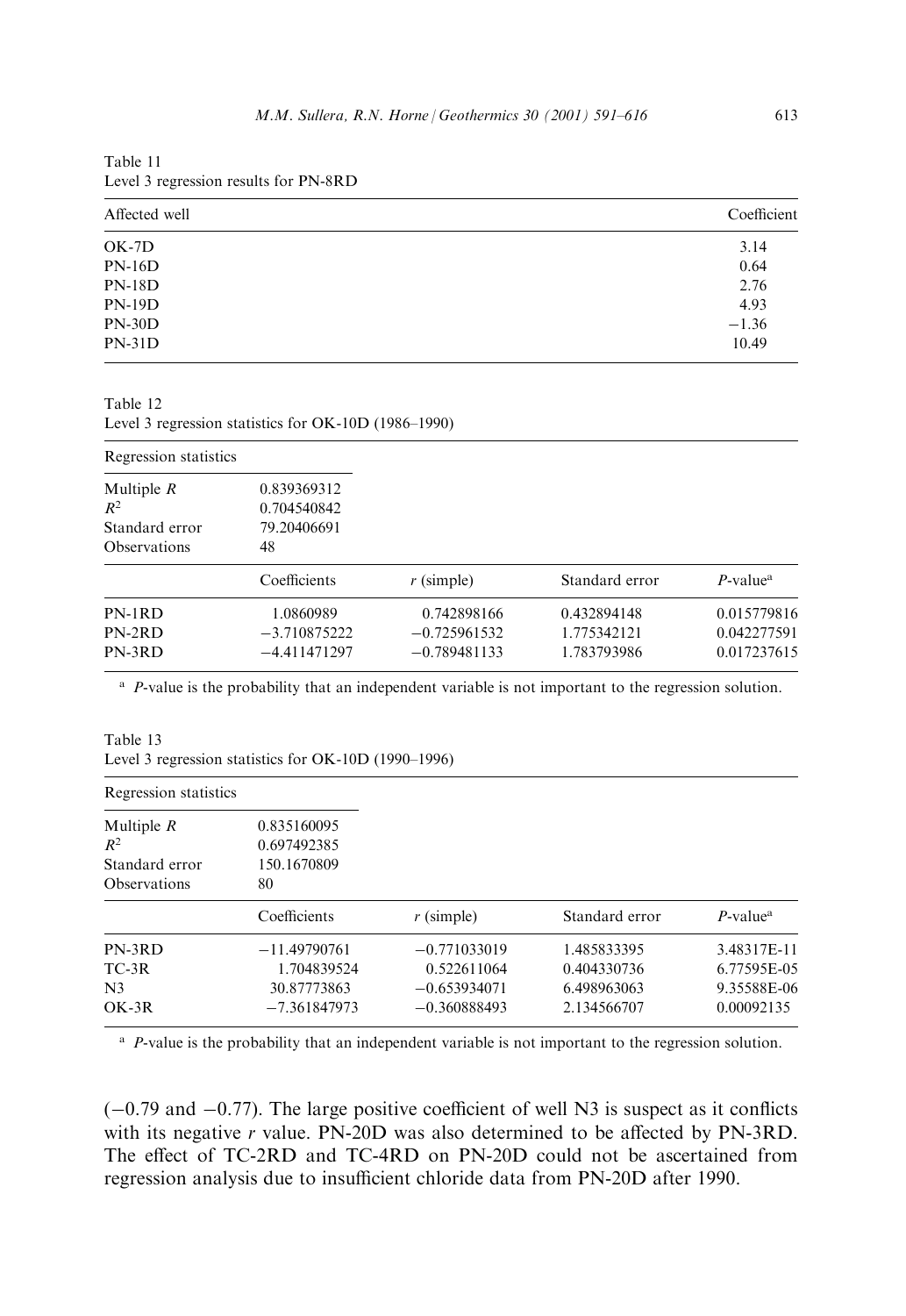Table 11
Level 3 regression results for PN-8RD

| Affected well | Coefficient |
|---|---|
| OK-7D | 3.14 |
| PN-16D | 0.64 |
| PN-18D | 2.76 |
| PN-19D | 4.93 |
| PN-30D | −1.36 |
| PN-31D | 10.49 |

Table 12
Level 3 regression statistics for OK-10D (1986–1990)

| Regression statistics | | | | |
|---|---|---|---|---|
| Multiple $R$ | 0.839369312 | | | |
| $R^2$ | 0.704540842 | | | |
| Standard error | 79.20406691 | | | |
| Observations | 48 | | | |
| | Coefficients | $r$ (simple) | Standard error | $P$-value[a] |
| PN-1RD | 1.0860989 | 0.742898166 | 0.432894148 | 0.015779816 |
| PN-2RD | −3.710875222 | −0.725961532 | 1.775342121 | 0.042277591 |
| PN-3RD | −4.411471297 | −0.789481133 | 1.783793986 | 0.017237615 |

[a] $P$-value is the probability that an independent variable is not important to the regression solution.

Table 13
Level 3 regression statistics for OK-10D (1990–1996)

| Regression statistics | | | | |
|---|---|---|---|---|
| Multiple $R$ | 0.835160095 | | | |
| $R^2$ | 0.697492385 | | | |
| Standard error | 150.1670809 | | | |
| Observations | 80 | | | |
| | Coefficients | $r$ (simple) | Standard error | $P$-value[a] |
| PN-3RD | −11.49790761 | −0.771033019 | 1.485833395 | 3.48317E-11 |
| TC-3R | 1.704839524 | 0.522611064 | 0.404330736 | 6.77595E-05 |
| N3 | 30.87773863 | −0.653934071 | 6.498963063 | 9.35588E-06 |
| OK-3R | −7.361847973 | −0.360888493 | 2.134566707 | 0.00092135 |

[a] $P$-value is the probability that an independent variable is not important to the regression solution.

(−0.79 and −0.77). The large positive coefficient of well N3 is suspect as it conflicts with its negative $r$ value. PN-20D was also determined to be affected by PN-3RD. The effect of TC-2RD and TC-4RD on PN-20D could not be ascertained from regression analysis due to insufficient chloride data from PN-20D after 1990.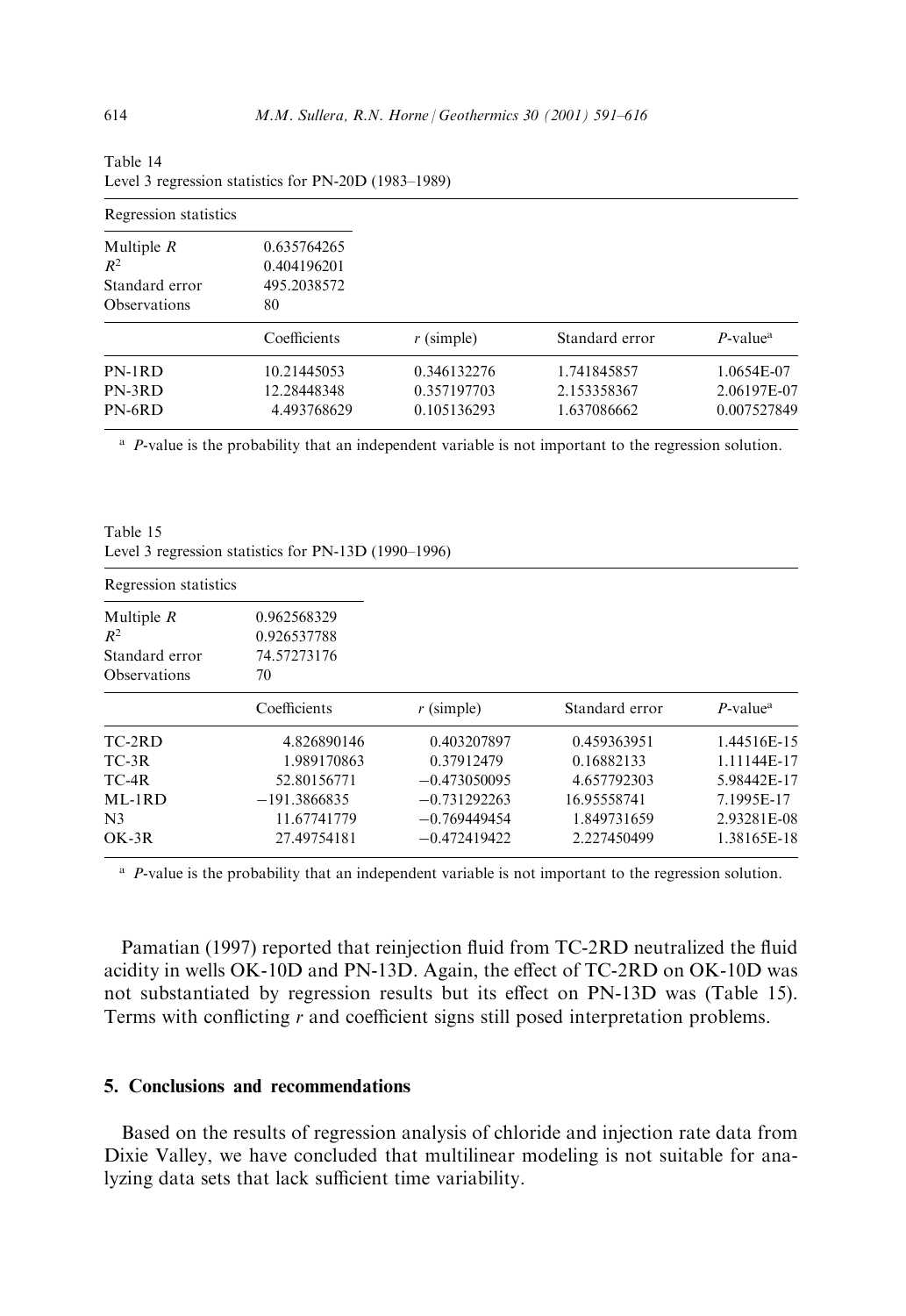Table 14
Level 3 regression statistics for PN-20D (1983–1989)

| Regression statistics | | | | |
|---|---|---|---|---|
| Multiple $R$ | 0.635764265 | | | |
| $R^2$ | 0.404196201 | | | |
| Standard error | 495.2038572 | | | |
| Observations | 80 | | | |
| | Coefficients | $r$ (simple) | Standard error | $P$-value[a] |
| PN-1RD | 10.21445053 | 0.346132276 | 1.741845857 | 1.0654E-07 |
| PN-3RD | 12.28448348 | 0.357197703 | 2.153358367 | 2.06197E-07 |
| PN-6RD | 4.493768629 | 0.105136293 | 1.637086662 | 0.007527849 |

[a] $P$-value is the probability that an independent variable is not important to the regression solution.

Table 15
Level 3 regression statistics for PN-13D (1990–1996)

| Regression statistics | | | | |
|---|---|---|---|---|
| Multiple $R$ | 0.962568329 | | | |
| $R^2$ | 0.926537788 | | | |
| Standard error | 74.57273176 | | | |
| Observations | 70 | | | |
| | Coefficients | $r$ (simple) | Standard error | $P$-value[a] |
| TC-2RD | 4.826890146 | 0.403207897 | 0.459363951 | 1.44516E-15 |
| TC-3R | 1.989170863 | 0.37912479 | 0.16882133 | 1.11144E-17 |
| TC-4R | 52.80156771 | −0.473050095 | 4.657792303 | 5.98442E-17 |
| ML-1RD | −191.3866835 | −0.731292263 | 16.95558741 | 7.1995E-17 |
| N3 | 11.67741779 | −0.769449454 | 1.849731659 | 2.93281E-08 |
| OK-3R | 27.49754181 | −0.472419422 | 2.227450499 | 1.38165E-18 |

[a] $P$-value is the probability that an independent variable is not important to the regression solution.

Pamatian (1997) reported that reinjection fluid from TC-2RD neutralized the fluid acidity in wells OK-10D and PN-13D. Again, the effect of TC-2RD on OK-10D was not substantiated by regression results but its effect on PN-13D was (Table 15). Terms with conflicting $r$ and coefficient signs still posed interpretation problems.

## 5. Conclusions and recommendations

Based on the results of regression analysis of chloride and injection rate data from Dixie Valley, we have concluded that multilinear modeling is not suitable for analyzing data sets that lack sufficient time variability.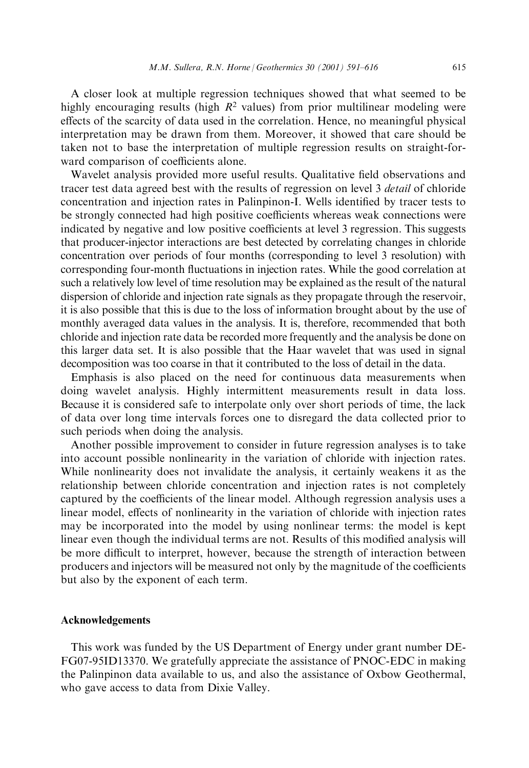A closer look at multiple regression techniques showed that what seemed to be highly encouraging results (high $R^2$ values) from prior multilinear modeling were effects of the scarcity of data used in the correlation. Hence, no meaningful physical interpretation may be drawn from them. Moreover, it showed that care should be taken not to base the interpretation of multiple regression results on straight-forward comparison of coefficients alone.

Wavelet analysis provided more useful results. Qualitative field observations and tracer test data agreed best with the results of regression on level 3 *detail* of chloride concentration and injection rates in Palinpinon-I. Wells identified by tracer tests to be strongly connected had high positive coefficients whereas weak connections were indicated by negative and low positive coefficients at level 3 regression. This suggests that producer-injector interactions are best detected by correlating changes in chloride concentration over periods of four months (corresponding to level 3 resolution) with corresponding four-month fluctuations in injection rates. While the good correlation at such a relatively low level of time resolution may be explained as the result of the natural dispersion of chloride and injection rate signals as they propagate through the reservoir, it is also possible that this is due to the loss of information brought about by the use of monthly averaged data values in the analysis. It is, therefore, recommended that both chloride and injection rate data be recorded more frequently and the analysis be done on this larger data set. It is also possible that the Haar wavelet that was used in signal decomposition was too coarse in that it contributed to the loss of detail in the data.

Emphasis is also placed on the need for continuous data measurements when doing wavelet analysis. Highly intermittent measurements result in data loss. Because it is considered safe to interpolate only over short periods of time, the lack of data over long time intervals forces one to disregard the data collected prior to such periods when doing the analysis.

Another possible improvement to consider in future regression analyses is to take into account possible nonlinearity in the variation of chloride with injection rates. While nonlinearity does not invalidate the analysis, it certainly weakens it as the relationship between chloride concentration and injection rates is not completely captured by the coefficients of the linear model. Although regression analysis uses a linear model, effects of nonlinearity in the variation of chloride with injection rates may be incorporated into the model by using nonlinear terms: the model is kept linear even though the individual terms are not. Results of this modified analysis will be more difficult to interpret, however, because the strength of interaction between producers and injectors will be measured not only by the magnitude of the coefficients but also by the exponent of each term.

## Acknowledgements

This work was funded by the US Department of Energy under grant number DE-FG07-95ID13370. We gratefully appreciate the assistance of PNOC-EDC in making the Palinpinon data available to us, and also the assistance of Oxbow Geothermal, who gave access to data from Dixie Valley.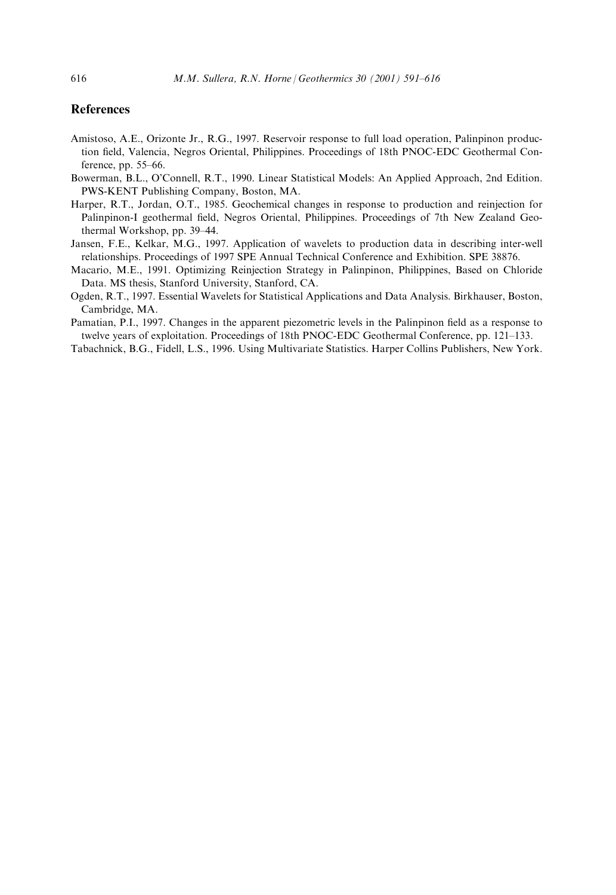## References

Amistoso, A.E., Orizonte Jr., R.G., 1997. Reservoir response to full load operation, Palinpinon production field, Valencia, Negros Oriental, Philippines. Proceedings of 18th PNOC-EDC Geothermal Conference, pp. 55–66.

Bowerman, B.L., O'Connell, R.T., 1990. Linear Statistical Models: An Applied Approach, 2nd Edition. PWS-KENT Publishing Company, Boston, MA.

Harper, R.T., Jordan, O.T., 1985. Geochemical changes in response to production and reinjection for Palinpinon-I geothermal field, Negros Oriental, Philippines. Proceedings of 7th New Zealand Geothermal Workshop, pp. 39–44.

Jansen, F.E., Kelkar, M.G., 1997. Application of wavelets to production data in describing inter-well relationships. Proceedings of 1997 SPE Annual Technical Conference and Exhibition. SPE 38876.

Macario, M.E., 1991. Optimizing Reinjection Strategy in Palinpinon, Philippines, Based on Chloride Data. MS thesis, Stanford University, Stanford, CA.

Ogden, R.T., 1997. Essential Wavelets for Statistical Applications and Data Analysis. Birkhauser, Boston, Cambridge, MA.

Pamatian, P.I., 1997. Changes in the apparent piezometric levels in the Palinpinon field as a response to twelve years of exploitation. Proceedings of 18th PNOC-EDC Geothermal Conference, pp. 121–133.

Tabachnick, B.G., Fidell, L.S., 1996. Using Multivariate Statistics. Harper Collins Publishers, New York.